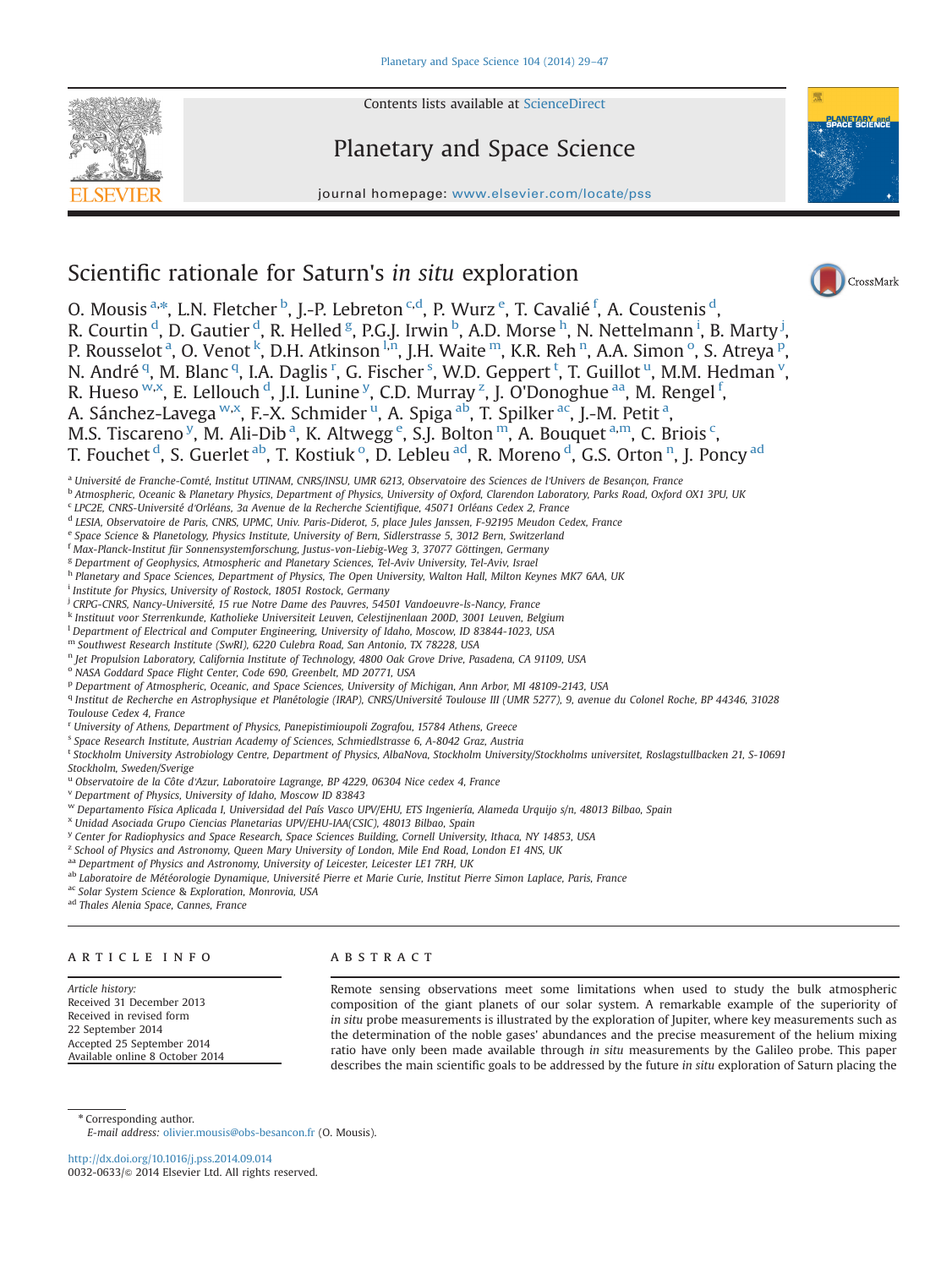Contents lists available at ScienceDirect

Planetary and Space Science

journal homepage: www.elsevier.com/locate/pss

# Scientific rationale for Saturn's *in situ* exploration

O. Mousis [a,*], L.N. Fletcher [b], J.-P. Lebreton [c,d], P. Wurz [e], T. Cavalié [f], A. Coustenis [d], R. Courtin [d], D. Gautier [d], R. Helled [g], P.G.J. Irwin [b], A.D. Morse [h], N. Nettelmann [i], B. Marty [j], P. Rousselot [a], O. Venot [k], D.H. Atkinson [l,n], J.H. Waite [m], K.R. Reh [n], A.A. Simon [o], S. Atreya [p], N. André [q], M. Blanc [q], I.A. Daglis [r], G. Fischer [s], W.D. Geppert [t], T. Guillot [u], M.M. Hedman [v], R. Hueso [w,x], E. Lellouch [d], J.I. Lunine [y], C.D. Murray [z], J. O'Donoghue [aa], M. Rengel [f], A. Sánchez-Lavega [w,x], F.-X. Schmider [u], A. Spiga [ab], T. Spilker [ac], J.-M. Petit [a], M.S. Tiscareno [y], M. Ali-Dib [a], K. Altwegg [e], S.J. Bolton [m], A. Bouquet [a,m], C. Briois [c], T. Fouchet [d], S. Guerlet [ab], T. Kostiuk [o], D. Lebleu [ad], R. Moreno [d], G.S. Orton [n], J. Poncy [ad]

[a] Université de Franche-Comté, Institut UTINAM, CNRS/INSU, UMR 6213, Observatoire des Sciences de l'Univers de Besançon, France
[b] Atmospheric, Oceanic & Planetary Physics, Department of Physics, University of Oxford, Clarendon Laboratory, Parks Road, Oxford OX1 3PU, UK
[c] LPC2E, CNRS-Université d'Orléans, 3a Avenue de la Recherche Scientifique, 45071 Orléans Cedex 2, France
[d] LESIA, Observatoire de Paris, CNRS, UPMC, Univ. Paris-Diderot, 5, place Jules Janssen, F-92195 Meudon Cedex, France
[e] Space Science & Planetology, Physics Institute, University of Bern, Sidlerstrasse 5, 3012 Bern, Switzerland
[f] Max-Planck-Institut für Sonnensystemforschung, Justus-von-Liebig-Weg 3, 37077 Göttingen, Germany
[g] Department of Geophysics, Atmospheric and Planetary Sciences, Tel-Aviv University, Tel-Aviv, Israel
[h] Planetary and Space Sciences, Department of Physics, The Open University, Walton Hall, Milton Keynes MK7 6AA, UK
[i] Institute for Physics, University of Rostock, 18051 Rostock, Germany
[j] CRPG-CNRS, Nancy-Université, 15 rue Notre Dame des Pauvres, 54501 Vandoeuvre-lès-Nancy, France
[k] Instituut voor Sterrenkunde, Katholieke Universiteit Leuven, Celestijnenlaan 200D, 3001 Leuven, Belgium
[l] Department of Electrical and Computer Engineering, University of Idaho, Moscow, ID 83844-1023, USA
[m] Southwest Research Institute (SwRI), 6220 Culebra Road, San Antonio, TX 78228, USA
[n] Jet Propulsion Laboratory, California Institute of Technology, 4800 Oak Grove Drive, Pasadena, CA 91109, USA
[o] NASA Goddard Space Flight Center, Code 690, Greenbelt, MD 20771, USA
[p] Department of Atmospheric, Oceanic, and Space Sciences, University of Michigan, Ann Arbor, MI 48109-2143, USA
[q] Institut de Recherche en Astrophysique et Planétologie (IRAP), CNRS/Université Toulouse III (UMR 5277), 9, avenue du Colonel Roche, BP 44346, 31028 Toulouse Cedex 4, France
[r] University of Athens, Department of Physics, Panepistimioupoli Zografou, 15784 Athens, Greece
[s] Space Research Institute, Austrian Academy of Sciences, Schmiedlstrasse 6, A-8042 Graz, Austria
[t] Stockholm University Astrobiology Centre, Department of Physics, AlbaNova, Stockholm University/Stockholms universitet, Roslagstullbacken 21, S-10691 Stockholm, Sweden/Sverige
[u] Observatoire de la Côte d'Azur, Laboratoire Lagrange, BP 4229, 06304 Nice cedex 4, France
[v] Department of Physics, University of Idaho, Moscow ID 83843
[w] Departamento Física Aplicada I, Universidad del País Vasco UPV/EHU, ETS Ingeniería, Alameda Urquijo s/n, 48013 Bilbao, Spain
[x] Unidad Asociada Grupo Ciencias Planetarias UPV/EHU-IAA(CSIC), 48013 Bilbao, Spain
[y] Center for Radiophysics and Space Research, Space Sciences Building, Cornell University, Ithaca, NY 14853, USA
[z] School of Physics and Astronomy, Queen Mary University of London, Mile End Road, London E1 4NS, UK
[aa] Department of Physics and Astronomy, University of Leicester, Leicester LE1 7RH, UK
[ab] Laboratoire de Météorologie Dynamique, Université Pierre et Marie Curie, Institut Pierre Simon Laplace, Paris, France
[ac] Solar System Science & Exploration, Monrovia, USA
[ad] Thales Alenia Space, Cannes, France

## ARTICLE INFO

*Article history:*
Received 31 December 2013
Received in revised form 22 September 2014
Accepted 25 September 2014
Available online 8 October 2014

## ABSTRACT

Remote sensing observations meet some limitations when used to study the bulk atmospheric composition of the giant planets of our solar system. A remarkable example of the superiority of *in situ* probe measurements is illustrated by the exploration of Jupiter, where key measurements such as the determination of the noble gases' abundances and the precise measurement of the helium mixing ratio have only been made available through *in situ* measurements by the Galileo probe. This paper describes the main scientific goals to be addressed by the future *in situ* exploration of Saturn placing the

\* Corresponding author.
*E-mail address:* olivier.mousis@obs-besancon.fr (O. Mousis).

http://dx.doi.org/10.1016/j.pss.2014.09.014
0032-0633/© 2014 Elsevier Ltd. All rights reserved.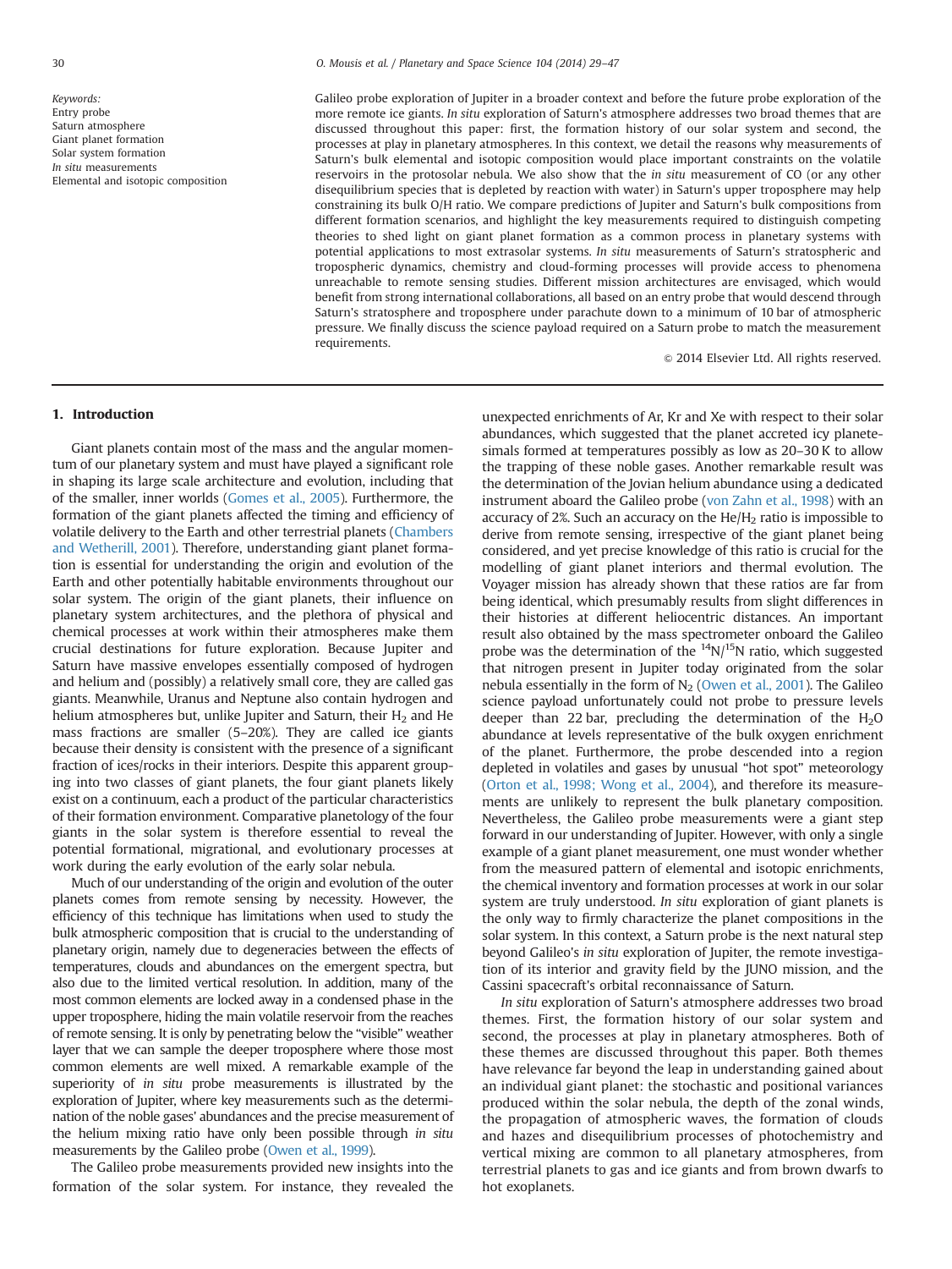Keywords:
Entry probe
Saturn atmosphere
Giant planet formation
Solar system formation
*In situ* measurements
Elemental and isotopic composition

Galileo probe exploration of Jupiter in a broader context and before the future probe exploration of the more remote ice giants. *In situ* exploration of Saturn's atmosphere addresses two broad themes that are discussed throughout this paper: first, the formation history of our solar system and second, the processes at play in planetary atmospheres. In this context, we detail the reasons why measurements of Saturn's bulk elemental and isotopic composition would place important constraints on the volatile reservoirs in the protosolar nebula. We also show that the *in situ* measurement of CO (or any other disequilibrium species that is depleted by reaction with water) in Saturn's upper troposphere may help constraining its bulk O/H ratio. We compare predictions of Jupiter and Saturn's bulk compositions from different formation scenarios, and highlight the key measurements required to distinguish competing theories to shed light on giant planet formation as a common process in planetary systems with potential applications to most extrasolar systems. *In situ* measurements of Saturn's stratospheric and tropospheric dynamics, chemistry and cloud-forming processes will provide access to phenomena unreachable to remote sensing studies. Different mission architectures are envisaged, which would benefit from strong international collaborations, all based on an entry probe that would descend through Saturn's stratosphere and troposphere under parachute down to a minimum of 10 bar of atmospheric pressure. We finally discuss the science payload required on a Saturn probe to match the measurement requirements.

© 2014 Elsevier Ltd. All rights reserved.

## 1. Introduction

Giant planets contain most of the mass and the angular momentum of our planetary system and must have played a significant role in shaping its large scale architecture and evolution, including that of the smaller, inner worlds (Gomes et al., 2005). Furthermore, the formation of the giant planets affected the timing and efficiency of volatile delivery to the Earth and other terrestrial planets (Chambers and Wetherill, 2001). Therefore, understanding giant planet formation is essential for understanding the origin and evolution of the Earth and other potentially habitable environments throughout our solar system. The origin of the giant planets, their influence on planetary system architectures, and the plethora of physical and chemical processes at work within their atmospheres make them crucial destinations for future exploration. Because Jupiter and Saturn have massive envelopes essentially composed of hydrogen and helium and (possibly) a relatively small core, they are called gas giants. Meanwhile, Uranus and Neptune also contain hydrogen and helium atmospheres but, unlike Jupiter and Saturn, their $H_2$ and He mass fractions are smaller (5–20%). They are called ice giants because their density is consistent with the presence of a significant fraction of ices/rocks in their interiors. Despite this apparent grouping into two classes of giant planets, the four giant planets likely exist on a continuum, each a product of the particular characteristics of their formation environment. Comparative planetology of the four giants in the solar system is therefore essential to reveal the potential formational, migrational, and evolutionary processes at work during the early evolution of the early solar nebula.

Much of our understanding of the origin and evolution of the outer planets comes from remote sensing by necessity. However, the efficiency of this technique has limitations when used to study the bulk atmospheric composition that is crucial to the understanding of planetary origin, namely due to degeneracies between the effects of temperatures, clouds and abundances on the emergent spectra, but also due to the limited vertical resolution. In addition, many of the most common elements are locked away in a condensed phase in the upper troposphere, hiding the main volatile reservoir from the reaches of remote sensing. It is only by penetrating below the "visible" weather layer that we can sample the deeper troposphere where those most common elements are well mixed. A remarkable example of the superiority of *in situ* probe measurements is illustrated by the exploration of Jupiter, where key measurements such as the determination of the noble gases' abundances and the precise measurement of the helium mixing ratio have only been possible through *in situ* measurements by the Galileo probe (Owen et al., 1999).

The Galileo probe measurements provided new insights into the formation of the solar system. For instance, they revealed the unexpected enrichments of Ar, Kr and Xe with respect to their solar abundances, which suggested that the planet accreted icy planetesimals formed at temperatures possibly as low as 20–30 K to allow the trapping of these noble gases. Another remarkable result was the determination of the Jovian helium abundance using a dedicated instrument aboard the Galileo probe (von Zahn et al., 1998) with an accuracy of 2%. Such an accuracy on the He/$H_2$ ratio is impossible to derive from remote sensing, irrespective of the giant planet being considered, and yet precise knowledge of this ratio is crucial for the modelling of giant planet interiors and thermal evolution. The Voyager mission has already shown that these ratios are far from being identical, which presumably results from slight differences in their histories at different heliocentric distances. An important result also obtained by the mass spectrometer onboard the Galileo probe was the determination of the $^{14}N/^{15}N$ ratio, which suggested that nitrogen present in Jupiter today originated from the solar nebula essentially in the form of $N_2$ (Owen et al., 2001). The Galileo science payload unfortunately could not probe to pressure levels deeper than 22 bar, precluding the determination of the $H_2O$ abundance at levels representative of the bulk oxygen enrichment of the planet. Furthermore, the probe descended into a region depleted in volatiles and gases by unusual "hot spot" meteorology (Orton et al., 1998; Wong et al., 2004), and therefore its measurements are unlikely to represent the bulk planetary composition. Nevertheless, the Galileo probe measurements were a giant step forward in our understanding of Jupiter. However, with only a single example of a giant planet measurement, one must wonder whether from the measured pattern of elemental and isotopic enrichments, the chemical inventory and formation processes at work in our solar system are truly understood. *In situ* exploration of giant planets is the only way to firmly characterize the planet compositions in the solar system. In this context, a Saturn probe is the next natural step beyond Galileo's *in situ* exploration of Jupiter, the remote investigation of its interior and gravity field by the JUNO mission, and the Cassini spacecraft's orbital reconnaissance of Saturn.

*In situ* exploration of Saturn's atmosphere addresses two broad themes. First, the formation history of our solar system and second, the processes at play in planetary atmospheres. Both of these themes are discussed throughout this paper. Both themes have relevance far beyond the leap in understanding gained about an individual giant planet: the stochastic and positional variances produced within the solar nebula, the depth of the zonal winds, the propagation of atmospheric waves, the formation of clouds and hazes and disequilibrium processes of photochemistry and vertical mixing are common to all planetary atmospheres, from terrestrial planets to gas and ice giants and from brown dwarfs to hot exoplanets.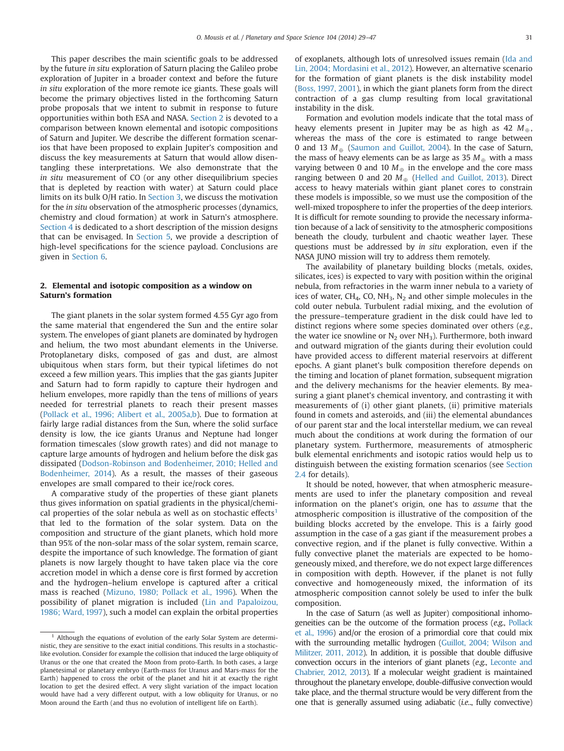This paper describes the main scientific goals to be addressed by the future *in situ* exploration of Saturn placing the Galileo probe exploration of Jupiter in a broader context and before the future *in situ* exploration of the more remote ice giants. These goals will become the primary objectives listed in the forthcoming Saturn probe proposals that we intent to submit in response to future opportunities within both ESA and NASA. Section 2 is devoted to a comparison between known elemental and isotopic compositions of Saturn and Jupiter. We describe the different formation scenarios that have been proposed to explain Jupiter's composition and discuss the key measurements at Saturn that would allow disentangling these interpretations. We also demonstrate that the *in situ* measurement of CO (or any other disequilibrium species that is depleted by reaction with water) at Saturn could place limits on its bulk O/H ratio. In Section 3, we discuss the motivation for the *in situ* observation of the atmospheric processes (dynamics, chemistry and cloud formation) at work in Saturn's atmosphere. Section 4 is dedicated to a short description of the mission designs that can be envisaged. In Section 5, we provide a description of high-level specifications for the science payload. Conclusions are given in Section 6.

## 2. Elemental and isotopic composition as a window on Saturn's formation

The giant planets in the solar system formed 4.55 Gyr ago from the same material that engendered the Sun and the entire solar system. The envelopes of giant planets are dominated by hydrogen and helium, the two most abundant elements in the Universe. Protoplanetary disks, composed of gas and dust, are almost ubiquitous when stars form, but their typical lifetimes do not exceed a few million years. This implies that the gas giants Jupiter and Saturn had to form rapidly to capture their hydrogen and helium envelopes, more rapidly than the tens of millions of years needed for terrestrial planets to reach their present masses (Pollack et al., 1996; Alibert et al., 2005a,b). Due to formation at fairly large radial distances from the Sun, where the solid surface density is low, the ice giants Uranus and Neptune had longer formation timescales (slow growth rates) and did not manage to capture large amounts of hydrogen and helium before the disk gas dissipated (Dodson-Robinson and Bodenheimer, 2010; Helled and Bodenheimer, 2014). As a result, the masses of their gaseous envelopes are small compared to their ice/rock cores.

A comparative study of the properties of these giant planets thus gives information on spatial gradients in the physical/chemical properties of the solar nebula as well as on stochastic effects[1] that led to the formation of the solar system. Data on the composition and structure of the giant planets, which hold more than 95% of the non-solar mass of the solar system, remain scarce, despite the importance of such knowledge. The formation of giant planets is now largely thought to have taken place via the core accretion model in which a dense core is first formed by accretion and the hydrogen–helium envelope is captured after a critical mass is reached (Mizuno, 1980; Pollack et al., 1996). When the possibility of planet migration is included (Lin and Papaloizou, 1986; Ward, 1997), such a model can explain the orbital properties of exoplanets, although lots of unresolved issues remain (Ida and Lin, 2004; Mordasini et al., 2012). However, an alternative scenario for the formation of giant planets is the disk instability model (Boss, 1997, 2001), in which the giant planets form from the direct contraction of a gas clump resulting from local gravitational instability in the disk.

Formation and evolution models indicate that the total mass of heavy elements present in Jupiter may be as high as 42 $M_\oplus$, whereas the mass of the core is estimated to range between 0 and 13 $M_\oplus$ (Saumon and Guillot, 2004). In the case of Saturn, the mass of heavy elements can be as large as 35 $M_\oplus$ with a mass varying between 0 and 10 $M_\oplus$ in the envelope and the core mass ranging between 0 and 20 $M_\oplus$ (Helled and Guillot, 2013). Direct access to heavy materials within giant planet cores to constrain these models is impossible, so we must use the composition of the well-mixed troposphere to infer the properties of the deep interiors. It is difficult for remote sounding to provide the necessary information because of a lack of sensitivity to the atmospheric compositions beneath the cloudy, turbulent and chaotic weather layer. These questions must be addressed by *in situ* exploration, even if the NASA JUNO mission will try to address them remotely.

The availability of planetary building blocks (metals, oxides, silicates, ices) is expected to vary with position within the original nebula, from refractories in the warm inner nebula to a variety of ices of water, $CH_4$, CO, $NH_3$, $N_2$ and other simple molecules in the cold outer nebula. Turbulent radial mixing, and the evolution of the pressure–temperature gradient in the disk could have led to distinct regions where some species dominated over others (*e.g.*, the water ice snowline or $N_2$ over $NH_3$). Furthermore, both inward and outward migration of the giants during their evolution could have provided access to different material reservoirs at different epochs. A giant planet's bulk composition therefore depends on the timing and location of planet formation, subsequent migration and the delivery mechanisms for the heavier elements. By measuring a giant planet's chemical inventory, and contrasting it with measurements of (i) other giant planets, (ii) primitive materials found in comets and asteroids, and (iii) the elemental abundances of our parent star and the local interstellar medium, we can reveal much about the conditions at work during the formation of our planetary system. Furthermore, measurements of atmospheric bulk elemental enrichments and isotopic ratios would help us to distinguish between the existing formation scenarios (see Section 2.4 for details).

It should be noted, however, that when atmospheric measurements are used to infer the planetary composition and reveal information on the planet's origin, one has to *assume* that the atmospheric composition is illustrative of the composition of the building blocks accreted by the envelope. This is a fairly good assumption in the case of a gas giant if the measurement probes a convective region, and if the planet is fully convective. Within a fully convective planet the materials are expected to be homogeneously mixed, and therefore, we do not expect large differences in composition with depth. However, if the planet is not fully convective and homogeneously mixed, the information of its atmospheric composition cannot solely be used to infer the bulk composition.

In the case of Saturn (as well as Jupiter) compositional inhomogeneities can be the outcome of the formation process (*e.g.*, Pollack et al., 1996) and/or the erosion of a primordial core that could mix with the surrounding metallic hydrogen (Guillot, 2004; Wilson and Militzer, 2011, 2012). In addition, it is possible that double diffusive convection occurs in the interiors of giant planets (*e.g.*, Leconte and Chabrier, 2012, 2013). If a molecular weight gradient is maintained throughout the planetary envelope, double-diffusive convection would take place, and the thermal structure would be very different from the one that is generally assumed using adiabatic (*i.e.*., fully convective)

[1] Although the equations of evolution of the early Solar System are deterministic, they are sensitive to the exact initial conditions. This results in a stochastic-like evolution. Consider for example the collision that induced the large obliquity of Uranus or the one that created the Moon from proto-Earth. In both cases, a large planetesimal or planetary embryo (Earth-mass for Uranus and Mars-mass for the Earth) happened to cross the orbit of the planet and hit it at exactly the right location to get the desired effect. A very slight variation of the impact location would have had a very different output, with a low obliquity for Uranus, or no Moon around the Earth (and thus no evolution of intelligent life on Earth).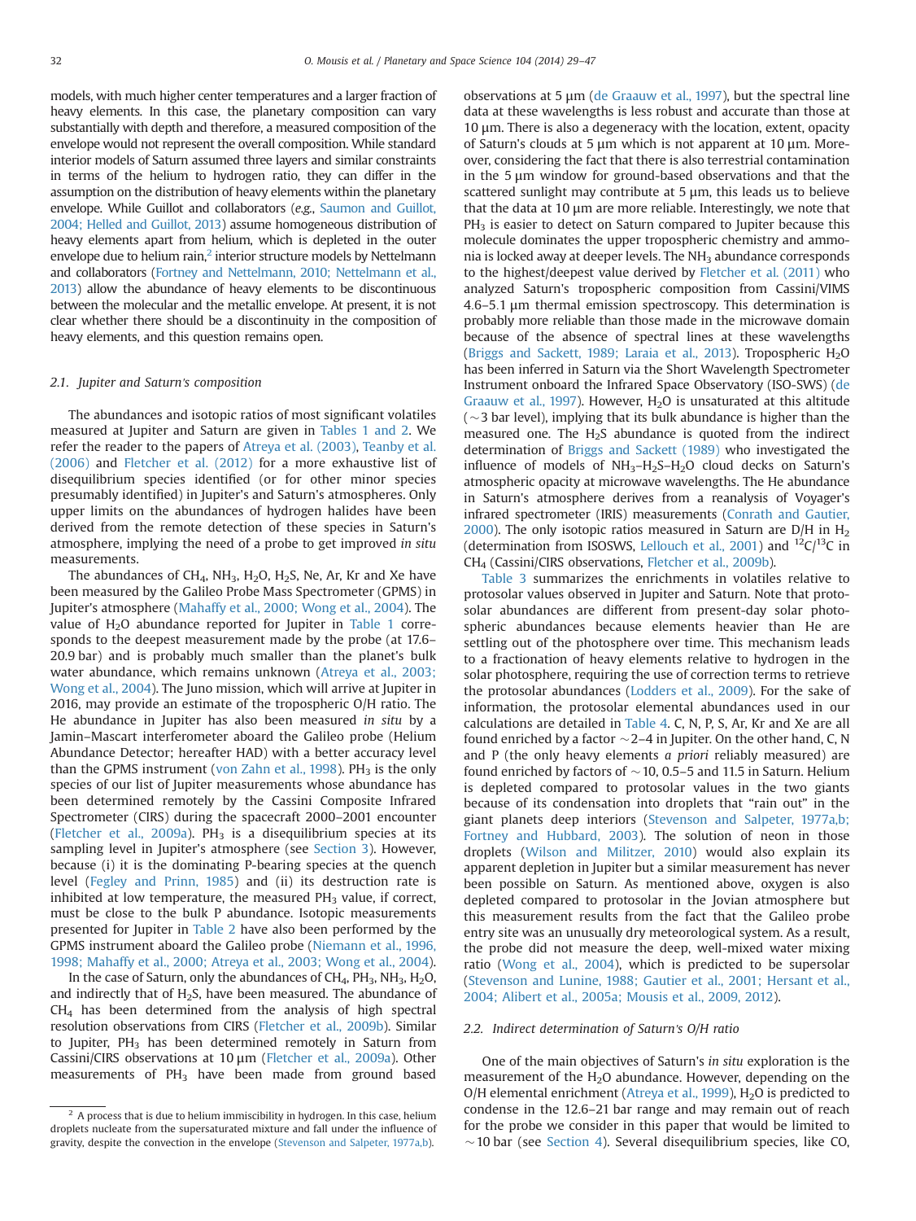models, with much higher center temperatures and a larger fraction of heavy elements. In this case, the planetary composition can vary substantially with depth and therefore, a measured composition of the envelope would not represent the overall composition. While standard interior models of Saturn assumed three layers and similar constraints in terms of the helium to hydrogen ratio, they can differ in the assumption on the distribution of heavy elements within the planetary envelope. While Guillot and collaborators (*e.g.*, Saumon and Guillot, 2004; Helled and Guillot, 2013) assume homogeneous distribution of heavy elements apart from helium, which is depleted in the outer envelope due to helium rain,[2] interior structure models by Nettelmann and collaborators (Fortney and Nettelmann, 2010; Nettelmann et al., 2013) allow the abundance of heavy elements to be discontinuous between the molecular and the metallic envelope. At present, it is not clear whether there should be a discontinuity in the composition of heavy elements, and this question remains open.

### 2.1. Jupiter and Saturn's composition

The abundances and isotopic ratios of most significant volatiles measured at Jupiter and Saturn are given in Tables 1 and 2. We refer the reader to the papers of Atreya et al. (2003), Teanby et al. (2006) and Fletcher et al. (2012) for a more exhaustive list of disequilibrium species identified (or for other minor species presumably identified) in Jupiter's and Saturn's atmospheres. Only upper limits on the abundances of hydrogen halides have been derived from the remote detection of these species in Saturn's atmosphere, implying the need of a probe to get improved *in situ* measurements.

The abundances of $CH_4$, $NH_3$, $H_2O$, $H_2S$, Ne, Ar, Kr and Xe have been measured by the Galileo Probe Mass Spectrometer (GPMS) in Jupiter's atmosphere (Mahaffy et al., 2000; Wong et al., 2004). The value of $H_2O$ abundance reported for Jupiter in Table 1 corresponds to the deepest measurement made by the probe (at 17.6–20.9 bar) and is probably much smaller than the planet's bulk water abundance, which remains unknown (Atreya et al., 2003; Wong et al., 2004). The Juno mission, which will arrive at Jupiter in 2016, may provide an estimate of the tropospheric O/H ratio. The He abundance in Jupiter has also been measured *in situ* by a Jamin–Mascart interferometer aboard the Galileo probe (Helium Abundance Detector; hereafter HAD) with a better accuracy level than the GPMS instrument (von Zahn et al., 1998). $PH_3$ is the only species of our list of Jupiter measurements whose abundance has been determined remotely by the Cassini Composite Infrared Spectrometer (CIRS) during the spacecraft 2000–2001 encounter (Fletcher et al., 2009a). $PH_3$ is a disequilibrium species at its sampling level in Jupiter's atmosphere (see Section 3). However, because (i) it is the dominating P-bearing species at the quench level (Fegley and Prinn, 1985) and (ii) its destruction rate is inhibited at low temperature, the measured $PH_3$ value, if correct, must be close to the bulk P abundance. Isotopic measurements presented for Jupiter in Table 2 have also been performed by the GPMS instrument aboard the Galileo probe (Niemann et al., 1996, 1998; Mahaffy et al., 2000; Atreya et al., 2003; Wong et al., 2004).

In the case of Saturn, only the abundances of $CH_4$, $PH_3$, $NH_3$, $H_2O$, and indirectly that of $H_2S$, have been measured. The abundance of $CH_4$ has been determined from the analysis of high spectral resolution observations from CIRS (Fletcher et al., 2009b). Similar to Jupiter, $PH_3$ has been determined remotely in Saturn from Cassini/CIRS observations at 10 μm (Fletcher et al., 2009a). Other measurements of $PH_3$ have been made from ground based observations at 5 μm (de Graauw et al., 1997), but the spectral line data at these wavelengths is less robust and accurate than those at 10 μm. There is also a degeneracy with the location, extent, opacity of Saturn's clouds at 5 μm which is not apparent at 10 μm. Moreover, considering the fact that there is also terrestrial contamination in the 5 μm window for ground-based observations and that the scattered sunlight may contribute at 5 μm, this leads us to believe that the data at 10 μm are more reliable. Interestingly, we note that $PH_3$ is easier to detect on Saturn compared to Jupiter because this molecule dominates the upper tropospheric chemistry and ammonia is locked away at deeper levels. The $NH_3$ abundance corresponds to the highest/deepest value derived by Fletcher et al. (2011) who analyzed Saturn's tropospheric composition from Cassini/VIMS 4.6–5.1 μm thermal emission spectroscopy. This determination is probably more reliable than those made in the microwave domain because of the absence of spectral lines at these wavelengths (Briggs and Sackett, 1989; Laraia et al., 2013). Tropospheric $H_2O$ has been inferred in Saturn via the Short Wavelength Spectrometer Instrument onboard the Infrared Space Observatory (ISO-SWS) (de Graauw et al., 1997). However, $H_2O$ is unsaturated at this altitude ($\sim$3 bar level), implying that its bulk abundance is higher than the measured one. The $H_2S$ abundance is quoted from the indirect determination of Briggs and Sackett (1989) who investigated the influence of models of $NH_3$–$H_2S$–$H_2O$ cloud decks on Saturn's atmospheric opacity at microwave wavelengths. The He abundance in Saturn's atmosphere derives from a reanalysis of Voyager's infrared spectrometer (IRIS) measurements (Conrath and Gautier, 2000). The only isotopic ratios measured in Saturn are D/H in $H_2$ (determination from ISOSWS, Lellouch et al., 2001) and $^{12}C/^{13}C$ in $CH_4$ (Cassini/CIRS observations, Fletcher et al., 2009b).

Table 3 summarizes the enrichments in volatiles relative to protosolar values observed in Jupiter and Saturn. Note that protosolar abundances are different from present-day solar photospheric abundances because elements heavier than He are settling out of the photosphere over time. This mechanism leads to a fractionation of heavy elements relative to hydrogen in the solar photosphere, requiring the use of correction terms to retrieve the protosolar abundances (Lodders et al., 2009). For the sake of information, the protosolar elemental abundances used in our calculations are detailed in Table 4. C, N, P, S, Ar, Kr and Xe are all found enriched by a factor $\sim$2–4 in Jupiter. On the other hand, C, N and P (the only heavy elements *a priori* reliably measured) are found enriched by factors of $\sim$10, 0.5–5 and 11.5 in Saturn. Helium is depleted compared to protosolar values in the two giants because of its condensation into droplets that "rain out" in the giant planets deep interiors (Stevenson and Salpeter, 1977a,b; Fortney and Hubbard, 2003). The solution of neon in those droplets (Wilson and Militzer, 2010) would also explain its apparent depletion in Jupiter but a similar measurement has never been possible on Saturn. As mentioned above, oxygen is also depleted compared to protosolar in the Jovian atmosphere but this measurement results from the fact that the Galileo probe entry site was an unusually dry meteorological system. As a result, the probe did not measure the deep, well-mixed water mixing ratio (Wong et al., 2004), which is predicted to be supersolar (Stevenson and Lunine, 1988; Gautier et al., 2001; Hersant et al., 2004; Alibert et al., 2005a; Mousis et al., 2009, 2012).

### 2.2. Indirect determination of Saturn's O/H ratio

One of the main objectives of Saturn's *in situ* exploration is the measurement of the $H_2O$ abundance. However, depending on the O/H elemental enrichment (Atreya et al., 1999), $H_2O$ is predicted to condense in the 12.6–21 bar range and may remain out of reach for the probe we consider in this paper that would be limited to $\sim$10 bar (see Section 4). Several disequilibrium species, like CO,

[2] A process that is due to helium immiscibility in hydrogen. In this case, helium droplets nucleate from the supersaturated mixture and fall under the influence of gravity, despite the convection in the envelope (Stevenson and Salpeter, 1977a,b).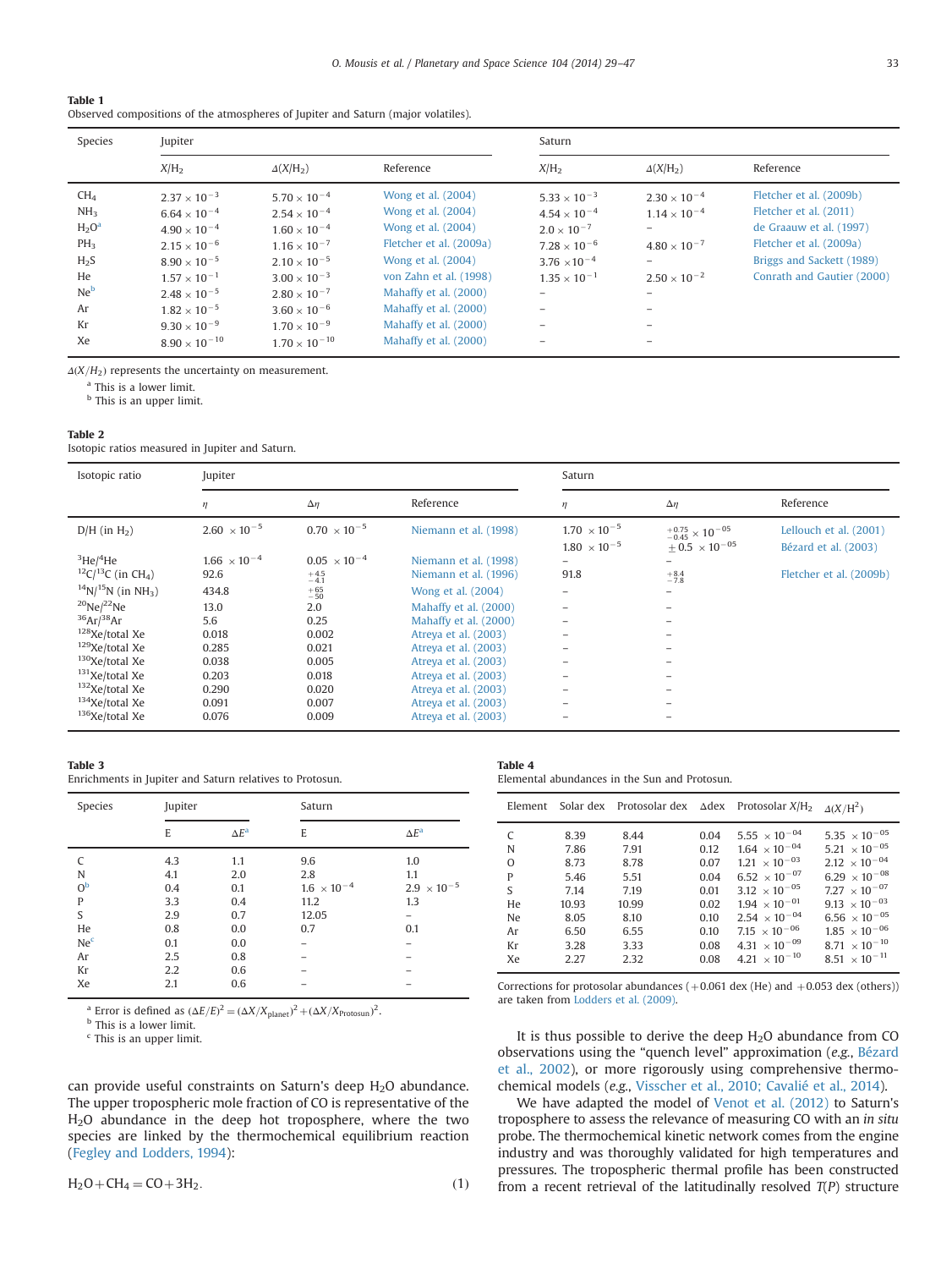**Table 1**
Observed compositions of the atmospheres of Jupiter and Saturn (major volatiles).

| Species | Jupiter | | | Saturn | | |
|---|---|---|---|---|---|---|
| | $X/H_2$ | $\Delta(X/H_2)$ | Reference | $X/H_2$ | $\Delta(X/H_2)$ | Reference |
| $CH_4$ | $2.37 \times 10^{-3}$ | $5.70 \times 10^{-4}$ | Wong et al. (2004) | $5.33 \times 10^{-3}$ | $2.30 \times 10^{-4}$ | Fletcher et al. (2009b) |
| $NH_3$ | $6.64 \times 10^{-4}$ | $2.54 \times 10^{-4}$ | Wong et al. (2004) | $4.54 \times 10^{-4}$ | $1.14 \times 10^{-4}$ | Fletcher et al. (2011) |
| $H_2O$[a] | $4.90 \times 10^{-4}$ | $1.60 \times 10^{-4}$ | Wong et al. (2004) | $2.0 \times 10^{-7}$ | – | de Graauw et al. (1997) |
| $PH_3$ | $2.15 \times 10^{-6}$ | $1.16 \times 10^{-7}$ | Fletcher et al. (2009a) | $7.28 \times 10^{-6}$ | $4.80 \times 10^{-7}$ | Fletcher et al. (2009a) |
| $H_2S$ | $8.90 \times 10^{-5}$ | $2.10 \times 10^{-5}$ | Wong et al. (2004) | $3.76 \times 10^{-4}$ | – | Briggs and Sackett (1989) |
| He | $1.57 \times 10^{-1}$ | $3.00 \times 10^{-3}$ | von Zahn et al. (1998) | $1.35 \times 10^{-1}$ | $2.50 \times 10^{-2}$ | Conrath and Gautier (2000) |
| Ne[b] | $2.48 \times 10^{-5}$ | $2.80 \times 10^{-7}$ | Mahaffy et al. (2000) | – | – | |
| Ar | $1.82 \times 10^{-5}$ | $3.60 \times 10^{-6}$ | Mahaffy et al. (2000) | – | – | |
| Kr | $9.30 \times 10^{-9}$ | $1.70 \times 10^{-9}$ | Mahaffy et al. (2000) | – | – | |
| Xe | $8.90 \times 10^{-10}$ | $1.70 \times 10^{-10}$ | Mahaffy et al. (2000) | – | – | |

$\Delta(X/H_2)$ represents the uncertainty on measurement.
[a] This is a lower limit.
[b] This is an upper limit.

**Table 2**
Isotopic ratios measured in Jupiter and Saturn.

| Isotopic ratio | Jupiter | | | Saturn | | |
|---|---|---|---|---|---|---|
| | $\eta$ | $\Delta\eta$ | Reference | $\eta$ | $\Delta\eta$ | Reference |
| D/H (in $H_2$) | $2.60 \times 10^{-5}$ | $0.70 \times 10^{-5}$ | Niemann et al. (1998) | $1.70 \times 10^{-5}$ | $^{+0.75}_{-0.45} \times 10^{-05}$ | Lellouch et al. (2001) |
| | | | | $1.80 \times 10^{-5}$ | $\pm 0.5 \times 10^{-05}$ | Bézard et al. (2003) |
| $^{3}He/^{4}He$ | $1.66 \times 10^{-4}$ | $0.05 \times 10^{-4}$ | Niemann et al. (1998) | – | – | |
| $^{12}C/^{13}C$ (in $CH_4$) | 92.6 | $^{+4.5}_{-4.1}$ | Niemann et al. (1996) | 91.8 | $^{+8.4}_{-7.8}$ | Fletcher et al. (2009b) |
| $^{14}N/^{15}N$ (in $NH_3$) | 434.8 | $^{+65}_{-50}$ | Wong et al. (2004) | – | – | |
| $^{20}Ne/^{22}Ne$ | 13.0 | 2.0 | Mahaffy et al. (2000) | – | – | |
| $^{36}Ar/^{38}Ar$ | 5.6 | 0.25 | Mahaffy et al. (2000) | – | – | |
| $^{128}Xe$/total Xe | 0.018 | 0.002 | Atreya et al. (2003) | – | – | |
| $^{129}Xe$/total Xe | 0.285 | 0.021 | Atreya et al. (2003) | – | – | |
| $^{130}Xe$/total Xe | 0.038 | 0.005 | Atreya et al. (2003) | – | – | |
| $^{131}Xe$/total Xe | 0.203 | 0.018 | Atreya et al. (2003) | – | – | |
| $^{132}Xe$/total Xe | 0.290 | 0.020 | Atreya et al. (2003) | – | – | |
| $^{134}Xe$/total Xe | 0.091 | 0.007 | Atreya et al. (2003) | – | – | |
| $^{136}Xe$/total Xe | 0.076 | 0.009 | Atreya et al. (2003) | – | – | |

**Table 3**
Enrichments in Jupiter and Saturn relatives to Protosun.

| Species | Jupiter | | Saturn | |
|---|---|---|---|---|
| | E | $\Delta E$[a] | E | $\Delta E$[a] |
| C | 4.3 | 1.1 | 9.6 | 1.0 |
| N | 4.1 | 2.0 | 2.8 | 1.1 |
| O[b] | 0.4 | 0.1 | $1.6 \times 10^{-4}$ | $2.9 \times 10^{-5}$ |
| P | 3.3 | 0.4 | 11.2 | 1.3 |
| S | 2.9 | 0.7 | 12.05 | – |
| He | 0.8 | 0.0 | 0.7 | 0.1 |
| Ne[c] | 0.1 | 0.0 | – | – |
| Ar | 2.5 | 0.8 | – | – |
| Kr | 2.2 | 0.6 | – | – |
| Xe | 2.1 | 0.6 | – | – |

[a] Error is defined as $(\Delta E/E)^2 = (\Delta X/X_{\text{planet}})^2 + (\Delta X/X_{\text{Protosun}})^2$.
[b] This is a lower limit.
[c] This is an upper limit.

**Table 4**
Elemental abundances in the Sun and Protosun.

| Element | Solar dex | Protosolar dex | $\Delta$dex | Protosolar $X/H_2$ | $\Delta(X/H^2)$ |
|---|---|---|---|---|---|
| C | 8.39 | 8.44 | 0.04 | $5.55 \times 10^{-04}$ | $5.35 \times 10^{-05}$ |
| N | 7.86 | 7.91 | 0.12 | $1.64 \times 10^{-04}$ | $5.21 \times 10^{-05}$ |
| O | 8.73 | 8.78 | 0.07 | $1.21 \times 10^{-03}$ | $2.12 \times 10^{-04}$ |
| P | 5.46 | 5.51 | 0.04 | $6.52 \times 10^{-07}$ | $6.29 \times 10^{-08}$ |
| S | 7.14 | 7.19 | 0.01 | $3.12 \times 10^{-05}$ | $7.27 \times 10^{-07}$ |
| He | 10.93 | 10.99 | 0.02 | $1.94 \times 10^{-01}$ | $9.13 \times 10^{-03}$ |
| Ne | 8.05 | 8.10 | 0.10 | $2.54 \times 10^{-04}$ | $6.56 \times 10^{-05}$ |
| Ar | 6.50 | 6.55 | 0.10 | $7.15 \times 10^{-06}$ | $1.85 \times 10^{-06}$ |
| Kr | 3.28 | 3.33 | 0.08 | $4.31 \times 10^{-09}$ | $8.71 \times 10^{-10}$ |
| Xe | 2.27 | 2.32 | 0.08 | $4.21 \times 10^{-10}$ | $8.51 \times 10^{-11}$ |

Corrections for protosolar abundances (+0.061 dex (He) and +0.053 dex (others)) are taken from Lodders et al. (2009).

can provide useful constraints on Saturn's deep $H_2O$ abundance. The upper tropospheric mole fraction of CO is representative of the $H_2O$ abundance in the deep hot troposphere, where the two species are linked by the thermochemical equilibrium reaction (Fegley and Lodders, 1994):

$$H_2O + CH_4 = CO + 3H_2. \tag{1}$$

It is thus possible to derive the deep $H_2O$ abundance from CO observations using the "quench level" approximation (*e.g.*, Bézard et al., 2002), or more rigorously using comprehensive thermochemical models (*e.g.*, Visscher et al., 2010; Cavalié et al., 2014).

We have adapted the model of Venot et al. (2012) to Saturn's troposphere to assess the relevance of measuring CO with an *in situ* probe. The thermochemical kinetic network comes from the engine industry and was thoroughly validated for high temperatures and pressures. The tropospheric thermal profile has been constructed from a recent retrieval of the latitudinally resolved $T(P)$ structure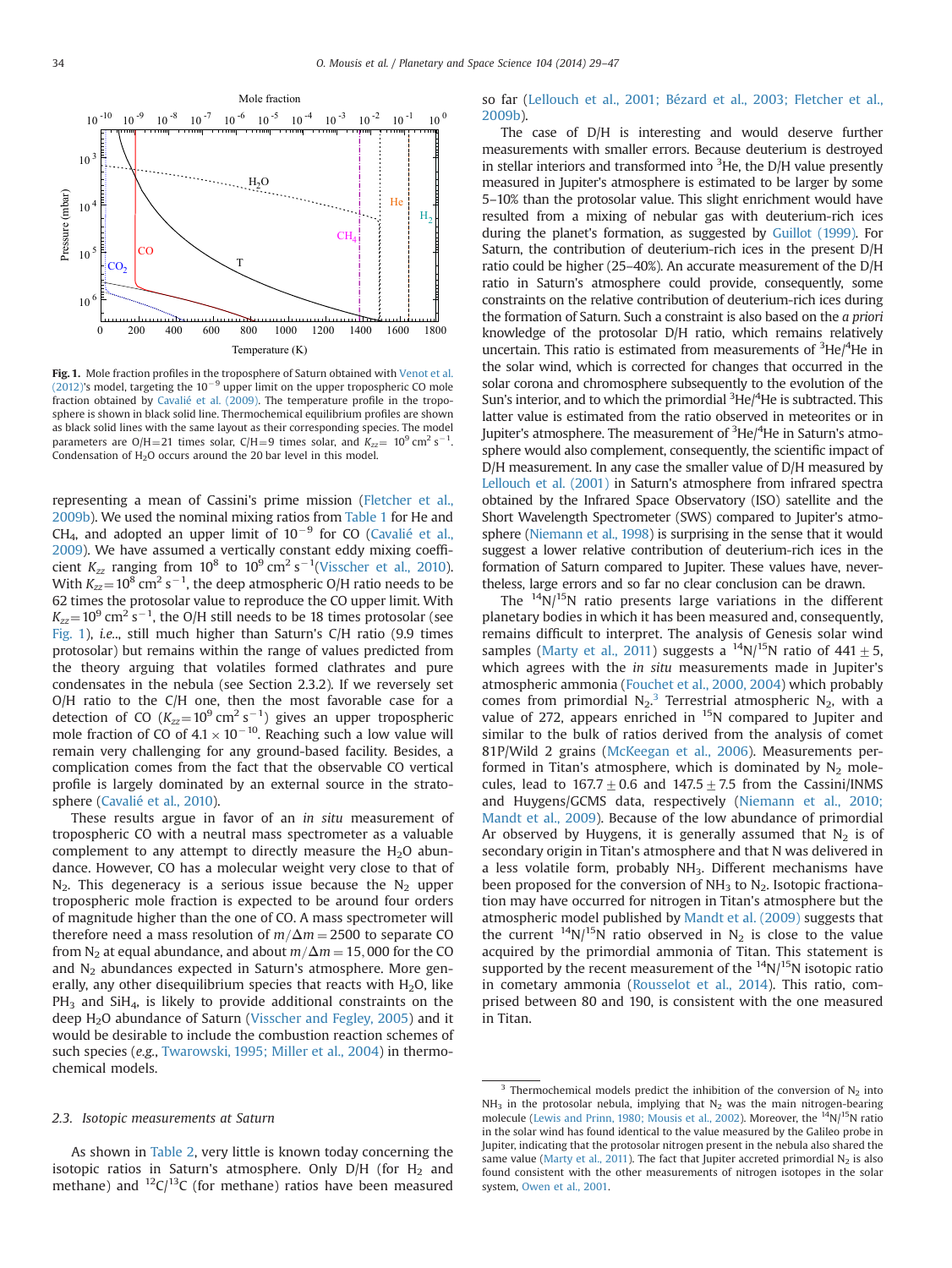**Fig. 1.** Mole fraction profiles in the troposphere of Saturn obtained with Venot et al. (2012)'s model, targeting the $10^{-9}$ upper limit on the upper tropospheric CO mole fraction obtained by Cavalié et al. (2009). The temperature profile in the troposphere is shown in black solid line. Thermochemical equilibrium profiles are shown as black solid lines with the same layout as their corresponding species. The model parameters are O/H=21 times solar, C/H=9 times solar, and $K_{zz}$= $10^9$ cm$^2$ s$^{-1}$. Condensation of $H_2O$ occurs around the 20 bar level in this model.

representing a mean of Cassini's prime mission (Fletcher et al., 2009b). We used the nominal mixing ratios from Table 1 for He and $CH_4$, and adopted an upper limit of $10^{-9}$ for CO (Cavalié et al., 2009). We have assumed a vertically constant eddy mixing coefficient $K_{zz}$ ranging from $10^8$ to $10^9$ cm$^2$ s$^{-1}$(Visscher et al., 2010). With $K_{zz}$=$10^8$ cm$^2$ s$^{-1}$, the deep atmospheric O/H ratio needs to be 62 times the protosolar value to reproduce the CO upper limit. With $K_{zz}$=$10^9$ cm$^2$ s$^{-1}$, the O/H still needs to be 18 times protosolar (see Fig. 1), *i.e.*., still much higher than Saturn's C/H ratio (9.9 times protosolar) but remains within the range of values predicted from the theory arguing that volatiles formed clathrates and pure condensates in the nebula (see Section 2.3.2). If we reversely set O/H ratio to the C/H one, then the most favorable case for a detection of CO ($K_{zz}$=$10^9$ cm$^2$ s$^{-1}$) gives an upper tropospheric mole fraction of CO of $4.1 \times 10^{-10}$. Reaching such a low value will remain very challenging for any ground-based facility. Besides, a complication comes from the fact that the observable CO vertical profile is largely dominated by an external source in the stratosphere (Cavalié et al., 2010).

These results argue in favor of an *in situ* measurement of tropospheric CO with a neutral mass spectrometer as a valuable complement to any attempt to directly measure the $H_2O$ abundance. However, CO has a molecular weight very close to that of $N_2$. This degeneracy is a serious issue because the $N_2$ upper tropospheric mole fraction is expected to be around four orders of magnitude higher than the one of CO. A mass spectrometer will therefore need a mass resolution of $m/\Delta m = 2500$ to separate CO from $N_2$ at equal abundance, and about $m/\Delta m = 15,000$ for the CO and $N_2$ abundances expected in Saturn's atmosphere. More generally, any other disequilibrium species that reacts with $H_2O$, like $PH_3$ and $SiH_4$, is likely to provide additional constraints on the deep $H_2O$ abundance of Saturn (Visscher and Fegley, 2005) and it would be desirable to include the combustion reaction schemes of such species (*e.g.*, Twarowski, 1995; Miller et al., 2004) in thermochemical models.

### 2.3. Isotopic measurements at Saturn

As shown in Table 2, very little is known today concerning the isotopic ratios in Saturn's atmosphere. Only D/H (for $H_2$ and methane) and $^{12}C/^{13}C$ (for methane) ratios have been measured so far (Lellouch et al., 2001; Bézard et al., 2003; Fletcher et al., 2009b).

The case of D/H is interesting and would deserve further measurements with smaller errors. Because deuterium is destroyed in stellar interiors and transformed into $^3He$, the D/H value presently measured in Jupiter's atmosphere is estimated to be larger by some 5–10% than the protosolar value. This slight enrichment would have resulted from a mixing of nebular gas with deuterium-rich ices during the planet's formation, as suggested by Guillot (1999). For Saturn, the contribution of deuterium-rich ices in the present D/H ratio could be higher (25–40%). An accurate measurement of the D/H ratio in Saturn's atmosphere could provide, consequently, some constraints on the relative contribution of deuterium-rich ices during the formation of Saturn. Such a constraint is also based on the *a priori* knowledge of the protosolar D/H ratio, which remains relatively uncertain. This ratio is estimated from measurements of $^3He/^4He$ in the solar wind, which is corrected for changes that occurred in the solar corona and chromosphere subsequently to the evolution of the Sun's interior, and to which the primordial $^3He/^4He$ is subtracted. This latter value is estimated from the ratio observed in meteorites or in Jupiter's atmosphere. The measurement of $^3He/^4He$ in Saturn's atmosphere would also complement, consequently, the scientific impact of D/H measurement. In any case the smaller value of D/H measured by Lellouch et al. (2001) in Saturn's atmosphere from infrared spectra obtained by the Infrared Space Observatory (ISO) satellite and the Short Wavelength Spectrometer (SWS) compared to Jupiter's atmosphere (Niemann et al., 1998) is surprising in the sense that it would suggest a lower relative contribution of deuterium-rich ices in the formation of Saturn compared to Jupiter. These values have, nevertheless, large errors and so far no clear conclusion can be drawn.

The $^{14}N/^{15}N$ ratio presents large variations in the different planetary bodies in which it has been measured and, consequently, remains difficult to interpret. The analysis of Genesis solar wind samples (Marty et al., 2011) suggests a $^{14}N/^{15}N$ ratio of $441 \pm 5$, which agrees with the *in situ* measurements made in Jupiter's atmospheric ammonia (Fouchet et al., 2000, 2004) which probably comes from primordial $N_2$.[3] Terrestrial atmospheric $N_2$, with a value of 272, appears enriched in $^{15}N$ compared to Jupiter and similar to the bulk of ratios derived from the analysis of comet 81P/Wild 2 grains (McKeegan et al., 2006). Measurements performed in Titan's atmosphere, which is dominated by $N_2$ molecules, lead to $167.7 \pm 0.6$ and $147.5 \pm 7.5$ from the Cassini/INMS and Huygens/GCMS data, respectively (Niemann et al., 2010; Mandt et al., 2009). Because of the low abundance of primordial Ar observed by Huygens, it is generally assumed that $N_2$ is of secondary origin in Titan's atmosphere and that N was delivered in a less volatile form, probably $NH_3$. Different mechanisms have been proposed for the conversion of $NH_3$ to $N_2$. Isotopic fractionation may have occurred for nitrogen in Titan's atmosphere but the atmospheric model published by Mandt et al. (2009) suggests that the current $^{14}N/^{15}N$ ratio observed in $N_2$ is close to the value acquired by the primordial ammonia of Titan. This statement is supported by the recent measurement of the $^{14}N/^{15}N$ isotopic ratio in cometary ammonia (Rousselot et al., 2014). This ratio, comprised between 80 and 190, is consistent with the one measured in Titan.

[3] Thermochemical models predict the inhibition of the conversion of $N_2$ into $NH_3$ in the protosolar nebula, implying that $N_2$ was the main nitrogen-bearing molecule (Lewis and Prinn, 1980; Mousis et al., 2002). Moreover, the $^{14}N/^{15}N$ ratio in the solar wind has found identical to the value measured by the Galileo probe in Jupiter, indicating that the protosolar nitrogen present in the nebula also shared the same value (Marty et al., 2011). The fact that Jupiter accreted primordial $N_2$ is also found consistent with the other measurements of nitrogen isotopes in the solar system, Owen et al., 2001.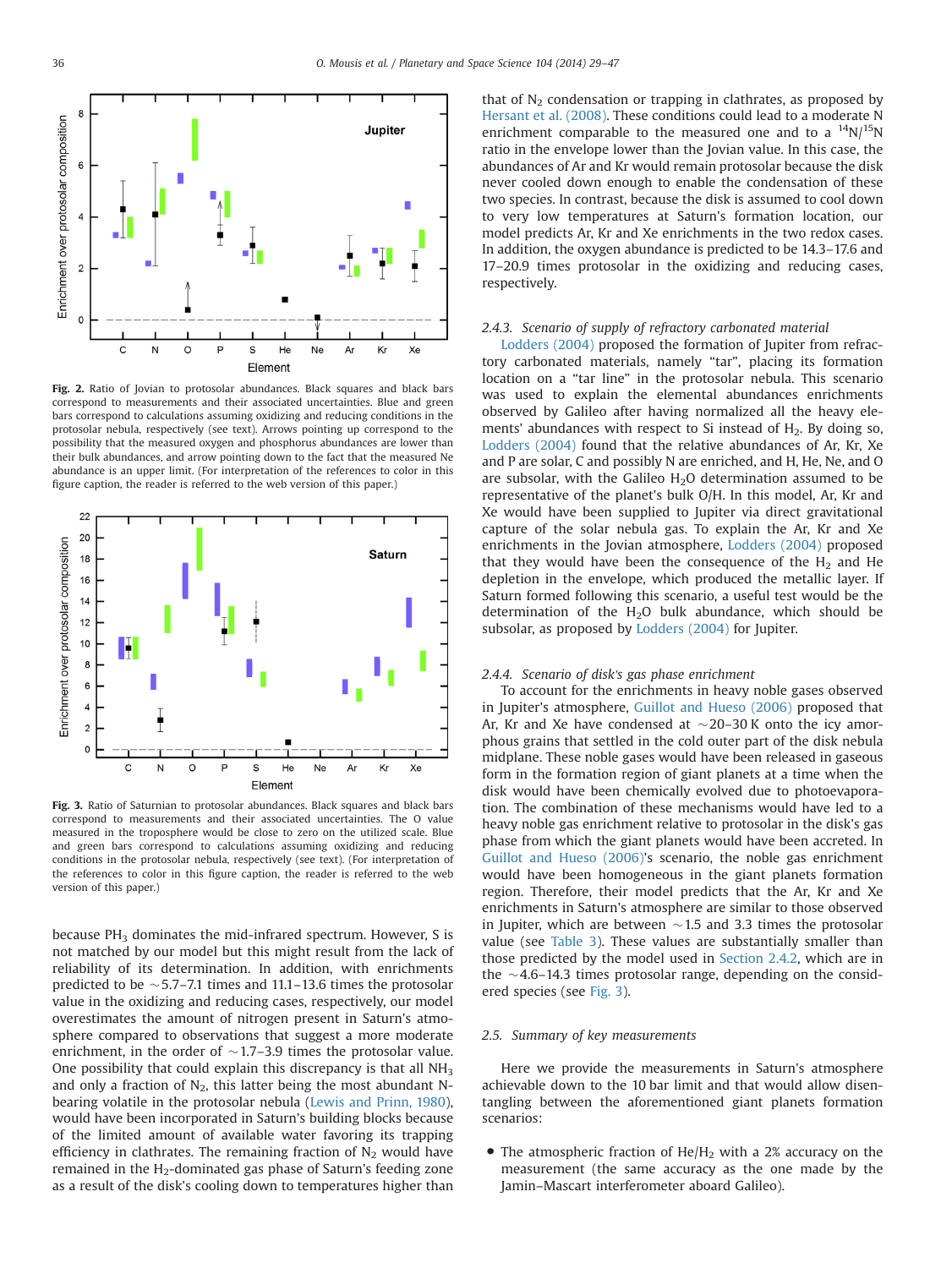**Fig. 2.** Ratio of Jovian to protosolar abundances. Black squares and black bars correspond to measurements and their associated uncertainties. Blue and green bars correspond to calculations assuming oxidizing and reducing conditions in the protosolar nebula, respectively (see text). Arrows pointing up correspond to the possibility that the measured oxygen and phosphorus abundances are lower than their bulk abundances, and arrow pointing down to the fact that the measured Ne abundance is an upper limit. (For interpretation of the references to color in this figure caption, the reader is referred to the web version of this paper.)

**Fig. 3.** Ratio of Saturnian to protosolar abundances. Black squares and black bars correspond to measurements and their associated uncertainties. The O value measured in the troposphere would be close to zero on the utilized scale. Blue and green bars correspond to calculations assuming oxidizing and reducing conditions in the protosolar nebula, respectively (see text). (For interpretation of the references to color in this figure caption, the reader is referred to the web version of this paper.)

because $PH_3$ dominates the mid-infrared spectrum. However, S is not matched by our model but this might result from the lack of reliability of its determination. In addition, with enrichments predicted to be ~5.7–7.1 times and 11.1–13.6 times the protosolar value in the oxidizing and reducing cases, respectively, our model overestimates the amount of nitrogen present in Saturn's atmosphere compared to observations that suggest a more moderate enrichment, in the order of ~1.7–3.9 times the protosolar value. One possibility that could explain this discrepancy is that all $NH_3$ and only a fraction of $N_2$, this latter being the most abundant N-bearing volatile in the protosolar nebula (Lewis and Prinn, 1980), would have been incorporated in Saturn's building blocks because of the limited amount of available water favoring its trapping efficiency in clathrates. The remaining fraction of $N_2$ would have remained in the $H_2$-dominated gas phase of Saturn's feeding zone as a result of the disk's cooling down to temperatures higher than that of $N_2$ condensation or trapping in clathrates, as proposed by Hersant et al. (2008). These conditions could lead to a moderate N enrichment comparable to the measured one and to a $^{14}N/^{15}N$ ratio in the envelope lower than the Jovian value. In this case, the abundances of Ar and Kr would remain protosolar because the disk never cooled down enough to enable the condensation of these two species. In contrast, because the disk is assumed to cool down to very low temperatures at Saturn's formation location, our model predicts Ar, Kr and Xe enrichments in the two redox cases. In addition, the oxygen abundance is predicted to be 14.3–17.6 and 17–20.9 times protosolar in the oxidizing and reducing cases, respectively.

### 2.4.3. *Scenario of supply of refractory carbonated material*

Lodders (2004) proposed the formation of Jupiter from refractory carbonated materials, namely "tar", placing its formation location on a "tar line" in the protosolar nebula. This scenario was used to explain the elemental abundances enrichments observed by Galileo after having normalized all the heavy elements' abundances with respect to Si instead of $H_2$. By doing so, Lodders (2004) found that the relative abundances of Ar, Kr, Xe and P are solar, C and possibly N are enriched, and H, He, Ne, and O are subsolar, with the Galileo $H_2O$ determination assumed to be representative of the planet's bulk O/H. In this model, Ar, Kr and Xe would have been supplied to Jupiter via direct gravitational capture of the solar nebula gas. To explain the Ar, Kr and Xe enrichments in the Jovian atmosphere, Lodders (2004) proposed that they would have been the consequence of the $H_2$ and He depletion in the envelope, which produced the metallic layer. If Saturn formed following this scenario, a useful test would be the determination of the $H_2O$ bulk abundance, which should be subsolar, as proposed by Lodders (2004) for Jupiter.

### 2.4.4. *Scenario of disk's gas phase enrichment*

To account for the enrichments in heavy noble gases observed in Jupiter's atmosphere, Guillot and Hueso (2006) proposed that Ar, Kr and Xe have condensed at ~20–30 K onto the icy amorphous grains that settled in the cold outer part of the disk nebula midplane. These noble gases would have been released in gaseous form in the formation region of giant planets at a time when the disk would have been chemically evolved due to photoevaporation. The combination of these mechanisms would have led to a heavy noble gas enrichment relative to protosolar in the disk's gas phase from which the giant planets would have been accreted. In Guillot and Hueso (2006)'s scenario, the noble gas enrichment would have been homogeneous in the giant planets formation region. Therefore, their model predicts that the Ar, Kr and Xe enrichments in Saturn's atmosphere are similar to those observed in Jupiter, which are between ~1.5 and 3.3 times the protosolar value (see Table 3). These values are substantially smaller than those predicted by the model used in Section 2.4.2, which are in the ~4.6–14.3 times protosolar range, depending on the considered species (see Fig. 3).

## 2.5. *Summary of key measurements*

Here we provide the measurements in Saturn's atmosphere achievable down to the 10 bar limit and that would allow disentangling between the aforementioned giant planets formation scenarios:

- The atmospheric fraction of He/$H_2$ with a 2% accuracy on the measurement (the same accuracy as the one made by the Jamin–Mascart interferometer aboard Galileo).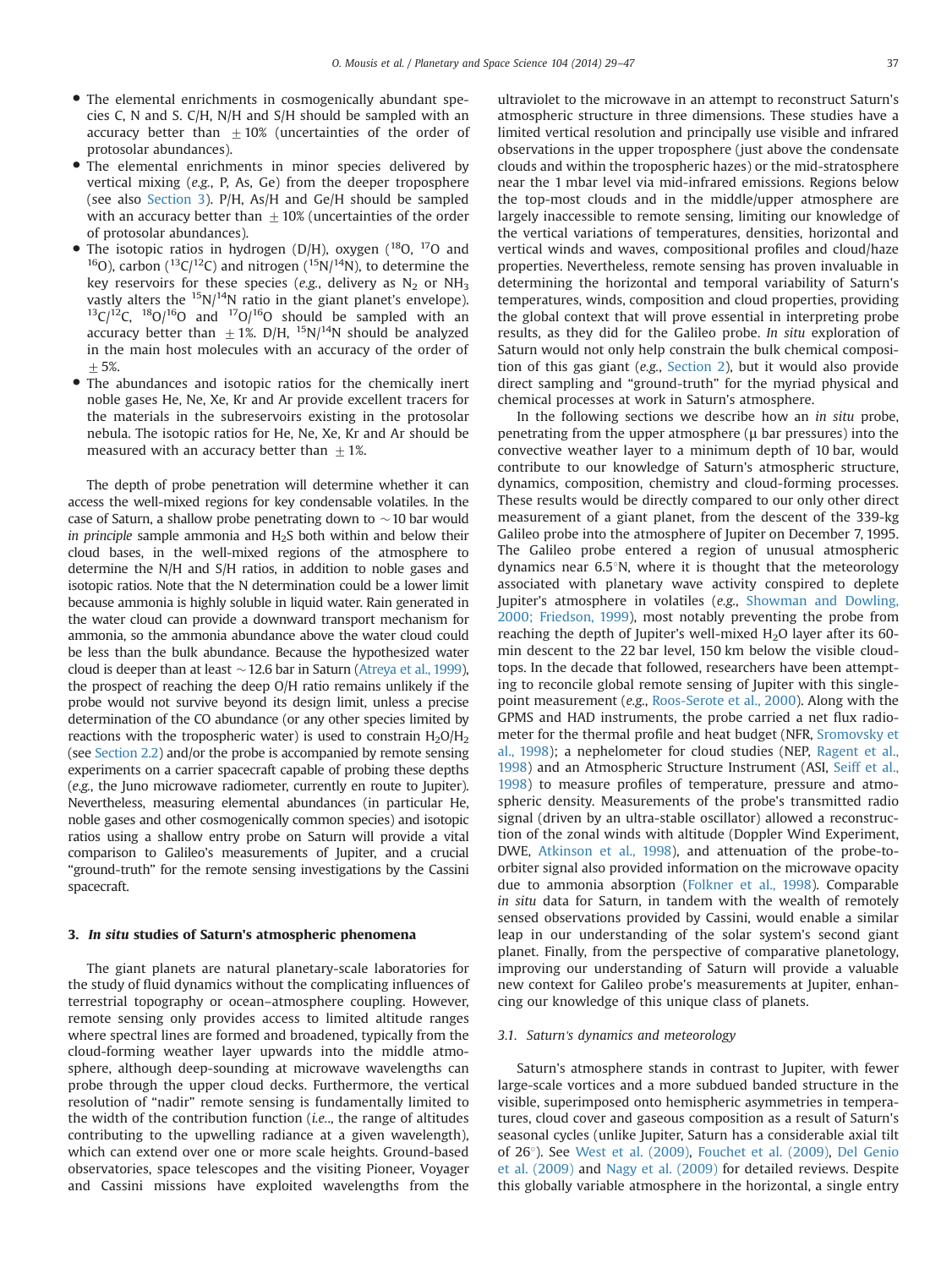- The elemental enrichments in cosmogenically abundant species C, N and S. C/H, N/H and S/H should be sampled with an accuracy better than $\pm 10\%$ (uncertainties of the order of protosolar abundances).
- The elemental enrichments in minor species delivered by vertical mixing (*e.g.*, P, As, Ge) from the deeper troposphere (see also Section 3). P/H, As/H and Ge/H should be sampled with an accuracy better than $\pm 10\%$ (uncertainties of the order of protosolar abundances).
- The isotopic ratios in hydrogen (D/H), oxygen ($^{18}O$, $^{17}O$ and $^{16}O$), carbon ($^{13}C/^{12}C$) and nitrogen ($^{15}N/^{14}N$), to determine the key reservoirs for these species (*e.g.*, delivery as $N_2$ or $NH_3$ vastly alters the $^{15}N/^{14}N$ ratio in the giant planet's envelope). $^{13}C/^{12}C$, $^{18}O/^{16}O$ and $^{17}O/^{16}O$ should be sampled with an accuracy better than $\pm 1\%$. D/H, $^{15}N/^{14}N$ should be analyzed in the main host molecules with an accuracy of the order of $\pm 5\%$.
- The abundances and isotopic ratios for the chemically inert noble gases He, Ne, Xe, Kr and Ar provide excellent tracers for the materials in the subreservoirs existing in the protosolar nebula. The isotopic ratios for He, Ne, Xe, Kr and Ar should be measured with an accuracy better than $\pm 1\%$.

The depth of probe penetration will determine whether it can access the well-mixed regions for key condensable volatiles. In the case of Saturn, a shallow probe penetrating down to $\sim 10$ bar would *in principle* sample ammonia and $H_2S$ both within and below their cloud bases, in the well-mixed regions of the atmosphere to determine the N/H and S/H ratios, in addition to noble gases and isotopic ratios. Note that the N determination could be a lower limit because ammonia is highly soluble in liquid water. Rain generated in the water cloud can provide a downward transport mechanism for ammonia, so the ammonia abundance above the water cloud could be less than the bulk abundance. Because the hypothesized water cloud is deeper than at least $\sim 12.6$ bar in Saturn (Atreya et al., 1999), the prospect of reaching the deep O/H ratio remains unlikely if the probe would not survive beyond its design limit, unless a precise determination of the CO abundance (or any other species limited by reactions with the tropospheric water) is used to constrain $H_2O/H_2$ (see Section 2.2) and/or the probe is accompanied by remote sensing experiments on a carrier spacecraft capable of probing these depths (*e.g.*, the Juno microwave radiometer, currently en route to Jupiter). Nevertheless, measuring elemental abundances (in particular He, noble gases and other cosmogenically common species) and isotopic ratios using a shallow entry probe on Saturn will provide a vital comparison to Galileo's measurements of Jupiter, and a crucial "ground-truth" for the remote sensing investigations by the Cassini spacecraft.

## 3. *In situ* studies of Saturn's atmospheric phenomena

The giant planets are natural planetary-scale laboratories for the study of fluid dynamics without the complicating influences of terrestrial topography or ocean–atmosphere coupling. However, remote sensing only provides access to limited altitude ranges where spectral lines are formed and broadened, typically from the cloud-forming weather layer upwards into the middle atmosphere, although deep-sounding at microwave wavelengths can probe through the upper cloud decks. Furthermore, the vertical resolution of "nadir" remote sensing is fundamentally limited to the width of the contribution function (*i.e.*., the range of altitudes contributing to the upwelling radiance at a given wavelength), which can extend over one or more scale heights. Ground-based observatories, space telescopes and the visiting Pioneer, Voyager and Cassini missions have exploited wavelengths from the ultraviolet to the microwave in an attempt to reconstruct Saturn's atmospheric structure in three dimensions. These studies have a limited vertical resolution and principally use visible and infrared observations in the upper troposphere (just above the condensate clouds and within the tropospheric hazes) or the mid-stratosphere near the 1 mbar level via mid-infrared emissions. Regions below the top-most clouds and in the middle/upper atmosphere are largely inaccessible to remote sensing, limiting our knowledge of the vertical variations of temperatures, densities, horizontal and vertical winds and waves, compositional profiles and cloud/haze properties. Nevertheless, remote sensing has proven invaluable in determining the horizontal and temporal variability of Saturn's temperatures, winds, composition and cloud properties, providing the global context that will prove essential in interpreting probe results, as they did for the Galileo probe. *In situ* exploration of Saturn would not only help constrain the bulk chemical composition of this gas giant (*e.g.*, Section 2), but it would also provide direct sampling and "ground-truth" for the myriad physical and chemical processes at work in Saturn's atmosphere.

In the following sections we describe how an *in situ* probe, penetrating from the upper atmosphere (μ bar pressures) into the convective weather layer to a minimum depth of 10 bar, would contribute to our knowledge of Saturn's atmospheric structure, dynamics, composition, chemistry and cloud-forming processes. These results would be directly compared to our only other direct measurement of a giant planet, from the descent of the 339-kg Galileo probe into the atmosphere of Jupiter on December 7, 1995. The Galileo probe entered a region of unusual atmospheric dynamics near 6.5°N, where it is thought that the meteorology associated with planetary wave activity conspired to deplete Jupiter's atmosphere in volatiles (*e.g.*, Showman and Dowling, 2000; Friedson, 1999), most notably preventing the probe from reaching the depth of Jupiter's well-mixed $H_2O$ layer after its 60-min descent to the 22 bar level, 150 km below the visible cloud-tops. In the decade that followed, researchers have been attempting to reconcile global remote sensing of Jupiter with this single-point measurement (*e.g.*, Roos-Serote et al., 2000). Along with the GPMS and HAD instruments, the probe carried a net flux radiometer for the thermal profile and heat budget (NFR, Sromovsky et al., 1998); a nephelometer for cloud studies (NEP, Ragent et al., 1998) and an Atmospheric Structure Instrument (ASI, Seiff et al., 1998) to measure profiles of temperature, pressure and atmospheric density. Measurements of the probe's transmitted radio signal (driven by an ultra-stable oscillator) allowed a reconstruction of the zonal winds with altitude (Doppler Wind Experiment, DWE, Atkinson et al., 1998), and attenuation of the probe-to-orbiter signal also provided information on the microwave opacity due to ammonia absorption (Folkner et al., 1998). Comparable *in situ* data for Saturn, in tandem with the wealth of remotely sensed observations provided by Cassini, would enable a similar leap in our understanding of the solar system's second giant planet. Finally, from the perspective of comparative planetology, improving our understanding of Saturn will provide a valuable new context for Galileo probe's measurements at Jupiter, enhancing our knowledge of this unique class of planets.

### 3.1. Saturn's dynamics and meteorology

Saturn's atmosphere stands in contrast to Jupiter, with fewer large-scale vortices and a more subdued banded structure in the visible, superimposed onto hemispheric asymmetries in temperatures, cloud cover and gaseous composition as a result of Saturn's seasonal cycles (unlike Jupiter, Saturn has a considerable axial tilt of 26°). See West et al. (2009), Fouchet et al. (2009), Del Genio et al. (2009) and Nagy et al. (2009) for detailed reviews. Despite this globally variable atmosphere in the horizontal, a single entry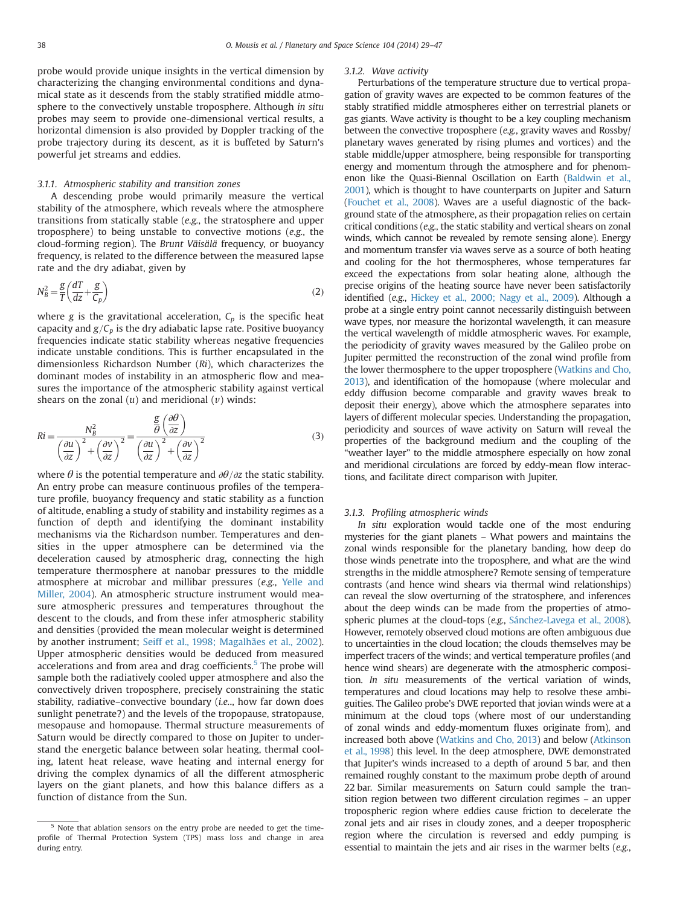probe would provide unique insights in the vertical dimension by characterizing the changing environmental conditions and dynamical state as it descends from the stably stratified middle atmosphere to the convectively unstable troposphere. Although *in situ* probes may seem to provide one-dimensional vertical results, a horizontal dimension is also provided by Doppler tracking of the probe trajectory during its descent, as it is buffeted by Saturn's powerful jet streams and eddies.

#### 3.1.1. Atmospheric stability and transition zones

A descending probe would primarily measure the vertical stability of the atmosphere, which reveals where the atmosphere transitions from statically stable (*e.g.*, the stratosphere and upper troposphere) to being unstable to convective motions (*e.g.*, the cloud-forming region). The *Brunt Väisälä* frequency, or buoyancy frequency, is related to the difference between the measured lapse rate and the dry adiabat, given by

$$N_B^2 = \frac{g}{T}\left(\frac{dT}{dz} + \frac{g}{C_p}\right) \quad (2)$$

where $g$ is the gravitational acceleration, $C_p$ is the specific heat capacity and $g/C_p$ is the dry adiabatic lapse rate. Positive buoyancy frequencies indicate static stability whereas negative frequencies indicate unstable conditions. This is further encapsulated in the dimensionless Richardson Number ($Ri$), which characterizes the dominant modes of instability in an atmospheric flow and measures the importance of the atmospheric stability against vertical shears on the zonal ($u$) and meridional ($v$) winds:

$$Ri = \frac{N_B^2}{\left(\frac{\partial u}{\partial z}\right)^2 + \left(\frac{\partial v}{\partial z}\right)^2} = \frac{\frac{g}{\theta}\left(\frac{\partial \theta}{\partial z}\right)}{\left(\frac{\partial u}{\partial z}\right)^2 + \left(\frac{\partial v}{\partial z}\right)^2} \quad (3)$$

where $\theta$ is the potential temperature and $\partial\theta/\partial z$ the static stability. An entry probe can measure continuous profiles of the temperature profile, buoyancy frequency and static stability as a function of altitude, enabling a study of stability and instability regimes as a function of depth and identifying the dominant instability mechanisms via the Richardson number. Temperatures and densities in the upper atmosphere can be determined via the deceleration caused by atmospheric drag, connecting the high temperature thermosphere at nanobar pressures to the middle atmosphere at microbar and millibar pressures (*e.g.*, Yelle and Miller, 2004). An atmospheric structure instrument would measure atmospheric pressures and temperatures throughout the descent to the clouds, and from these infer atmospheric stability and densities (provided the mean molecular weight is determined by another instrument; Seiff et al., 1998; Magalhães et al., 2002). Upper atmospheric densities would be deduced from measured accelerations and from area and drag coefficients.[5] The probe will sample both the radiatively cooled upper atmosphere and also the convectively driven troposphere, precisely constraining the static stability, radiative–convective boundary (*i.e.*., how far down does sunlight penetrate?) and the levels of the tropopause, stratopause, mesopause and homopause. Thermal structure measurements of Saturn would be directly compared to those on Jupiter to understand the energetic balance between solar heating, thermal cooling, latent heat release, wave heating and internal energy for driving the complex dynamics of all the different atmospheric layers on the giant planets, and how this balance differs as a function of distance from the Sun.

[5] Note that ablation sensors on the entry probe are needed to get the time-profile of Thermal Protection System (TPS) mass loss and change in area during entry.

#### 3.1.2. Wave activity

Perturbations of the temperature structure due to vertical propagation of gravity waves are expected to be common features of the stably stratified middle atmospheres either on terrestrial planets or gas giants. Wave activity is thought to be a key coupling mechanism between the convective troposphere (*e.g.*, gravity waves and Rossby/planetary waves generated by rising plumes and vortices) and the stable middle/upper atmosphere, being responsible for transporting energy and momentum through the atmosphere and for phenomenon like the Quasi-Biennal Oscillation on Earth (Baldwin et al., 2001), which is thought to have counterparts on Jupiter and Saturn (Fouchet et al., 2008). Waves are a useful diagnostic of the background state of the atmosphere, as their propagation relies on certain critical conditions (*e.g.*, the static stability and vertical shears on zonal winds, which cannot be revealed by remote sensing alone). Energy and momentum transfer via waves serve as a source of both heating and cooling for the hot thermospheres, whose temperatures far exceed the expectations from solar heating alone, although the precise origins of the heating source have never been satisfactorily identified (*e.g.*, Hickey et al., 2000; Nagy et al., 2009). Although a probe at a single entry point cannot necessarily distinguish between wave types, nor measure the horizontal wavelength, it can measure the vertical wavelength of middle atmospheric waves. For example, the periodicity of gravity waves measured by the Galileo probe on Jupiter permitted the reconstruction of the zonal wind profile from the lower thermosphere to the upper troposphere (Watkins and Cho, 2013), and identification of the homopause (where molecular and eddy diffusion become comparable and gravity waves break to deposit their energy), above which the atmosphere separates into layers of different molecular species. Understanding the propagation, periodicity and sources of wave activity on Saturn will reveal the properties of the background medium and the coupling of the "weather layer" to the middle atmosphere especially on how zonal and meridional circulations are forced by eddy-mean flow interactions, and facilitate direct comparison with Jupiter.

#### 3.1.3. Profiling atmospheric winds

*In situ* exploration would tackle one of the most enduring mysteries for the giant planets – What powers and maintains the zonal winds responsible for the planetary banding, how deep do those winds penetrate into the troposphere, and what are the wind strengths in the middle atmosphere? Remote sensing of temperature contrasts (and hence wind shears via thermal wind relationships) can reveal the slow overturning of the stratosphere, and inferences about the deep winds can be made from the properties of atmospheric plumes at the cloud-tops (*e.g.*, Sánchez-Lavega et al., 2008). However, remotely observed cloud motions are often ambiguous due to uncertainties in the cloud location; the clouds themselves may be imperfect tracers of the winds; and vertical temperature profiles (and hence wind shears) are degenerate with the atmospheric composition. *In situ* measurements of the vertical variation of winds, temperatures and cloud locations may help to resolve these ambiguities. The Galileo probe's DWE reported that jovian winds were at a minimum at the cloud tops (where most of our understanding of zonal winds and eddy-momentum fluxes originate from), and increased both above (Watkins and Cho, 2013) and below (Atkinson et al., 1998) this level. In the deep atmosphere, DWE demonstrated that Jupiter's winds increased to a depth of around 5 bar, and then remained roughly constant to the maximum probe depth of around 22 bar. Similar measurements on Saturn could sample the transition region between two different circulation regimes – an upper tropospheric region where eddies cause friction to decelerate the zonal jets and air rises in cloudy zones, and a deeper tropospheric region where the circulation is reversed and eddy pumping is essential to maintain the jets and air rises in the warmer belts (*e.g.*,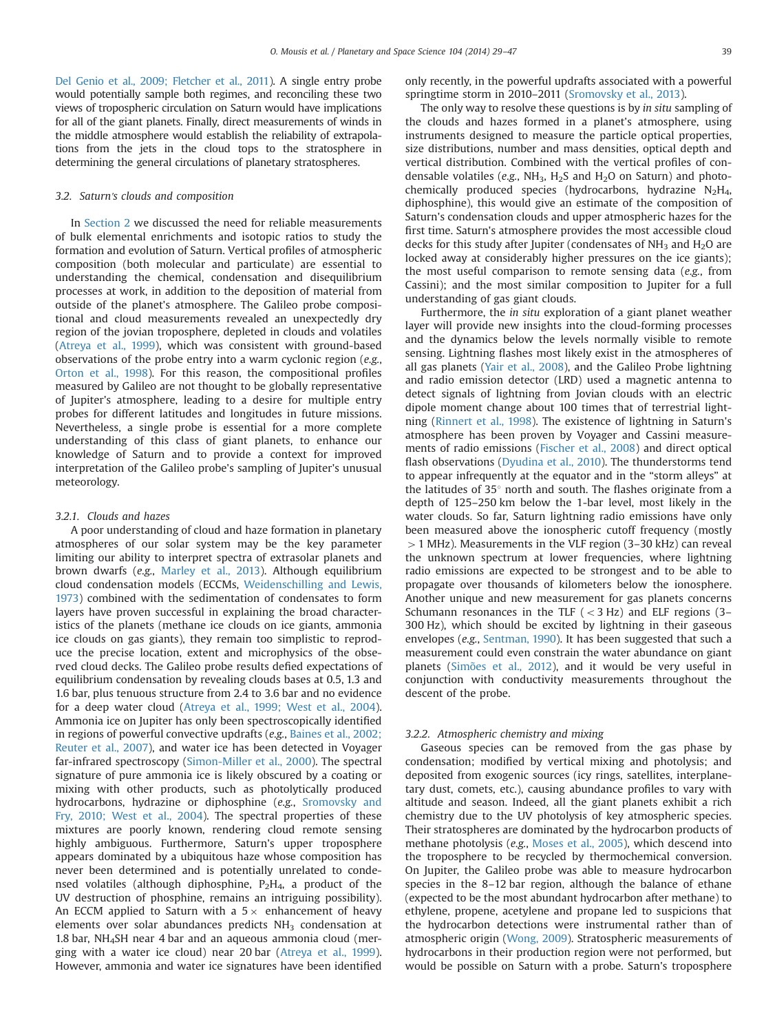Del Genio et al., 2009; Fletcher et al., 2011). A single entry probe would potentially sample both regimes, and reconciling these two views of tropospheric circulation on Saturn would have implications for all of the giant planets. Finally, direct measurements of winds in the middle atmosphere would establish the reliability of extrapolations from the jets in the cloud tops to the stratosphere in determining the general circulations of planetary stratospheres.

### 3.2. Saturn's clouds and composition

In Section 2 we discussed the need for reliable measurements of bulk elemental enrichments and isotopic ratios to study the formation and evolution of Saturn. Vertical profiles of atmospheric composition (both molecular and particulate) are essential to understanding the chemical, condensation and disequilibrium processes at work, in addition to the deposition of material from outside of the planet's atmosphere. The Galileo probe compositional and cloud measurements revealed an unexpectedly dry region of the jovian troposphere, depleted in clouds and volatiles (Atreya et al., 1999), which was consistent with ground-based observations of the probe entry into a warm cyclonic region (*e.g.*, Orton et al., 1998). For this reason, the compositional profiles measured by Galileo are not thought to be globally representative of Jupiter's atmosphere, leading to a desire for multiple entry probes for different latitudes and longitudes in future missions. Nevertheless, a single probe is essential for a more complete understanding of this class of giant planets, to enhance our knowledge of Saturn and to provide a context for improved interpretation of the Galileo probe's sampling of Jupiter's unusual meteorology.

#### 3.2.1. Clouds and hazes

A poor understanding of cloud and haze formation in planetary atmospheres of our solar system may be the key parameter limiting our ability to interpret spectra of extrasolar planets and brown dwarfs (*e.g.*, Marley et al., 2013). Although equilibrium cloud condensation models (ECCMs, Weidenschilling and Lewis, 1973) combined with the sedimentation of condensates to form layers have proven successful in explaining the broad characteristics of the planets (methane ice clouds on ice giants, ammonia ice clouds on gas giants), they remain too simplistic to reproduce the precise location, extent and microphysics of the observed cloud decks. The Galileo probe results defied expectations of equilibrium condensation by revealing clouds bases at 0.5, 1.3 and 1.6 bar, plus tenuous structure from 2.4 to 3.6 bar and no evidence for a deep water cloud (Atreya et al., 1999; West et al., 2004). Ammonia ice on Jupiter has only been spectroscopically identified in regions of powerful convective updrafts (*e.g.*, Baines et al., 2002; Reuter et al., 2007), and water ice has been detected in Voyager far-infrared spectroscopy (Simon-Miller et al., 2000). The spectral signature of pure ammonia ice is likely obscured by a coating or mixing with other products, such as photolytically produced hydrocarbons, hydrazine or diphosphine (*e.g.*, Sromovsky and Fry, 2010; West et al., 2004). The spectral properties of these mixtures are poorly known, rendering cloud remote sensing highly ambiguous. Furthermore, Saturn's upper troposphere appears dominated by a ubiquitous haze whose composition has never been determined and is potentially unrelated to condensed volatiles (although diphosphine, $P_2H_4$, a product of the UV destruction of phosphine, remains an intriguing possibility). An ECCM applied to Saturn with a $5\times$ enhancement of heavy elements over solar abundances predicts $NH_3$ condensation at 1.8 bar, $NH_4SH$ near 4 bar and an aqueous ammonia cloud (merging with a water ice cloud) near 20 bar (Atreya et al., 1999). However, ammonia and water ice signatures have been identified only recently, in the powerful updrafts associated with a powerful springtime storm in 2010–2011 (Sromovsky et al., 2013).

The only way to resolve these questions is by *in situ* sampling of the clouds and hazes formed in a planet's atmosphere, using instruments designed to measure the particle optical properties, size distributions, number and mass densities, optical depth and vertical distribution. Combined with the vertical profiles of condensable volatiles (*e.g.*, $NH_3$, $H_2S$ and $H_2O$ on Saturn) and photochemically produced species (hydrocarbons, hydrazine $N_2H_4$, diphosphine), this would give an estimate of the composition of Saturn's condensation clouds and upper atmospheric hazes for the first time. Saturn's atmosphere provides the most accessible cloud decks for this study after Jupiter (condensates of $NH_3$ and $H_2O$ are locked away at considerably higher pressures on the ice giants); the most useful comparison to remote sensing data (*e.g.*, from Cassini); and the most similar composition to Jupiter for a full understanding of gas giant clouds.

Furthermore, the *in situ* exploration of a giant planet weather layer will provide new insights into the cloud-forming processes and the dynamics below the levels normally visible to remote sensing. Lightning flashes most likely exist in the atmospheres of all gas planets (Yair et al., 2008), and the Galileo Probe lightning and radio emission detector (LRD) used a magnetic antenna to detect signals of lightning from Jovian clouds with an electric dipole moment change about 100 times that of terrestrial lightning (Rinnert et al., 1998). The existence of lightning in Saturn's atmosphere has been proven by Voyager and Cassini measurements of radio emissions (Fischer et al., 2008) and direct optical flash observations (Dyudina et al., 2010). The thunderstorms tend to appear infrequently at the equator and in the "storm alleys" at the latitudes of 35° north and south. The flashes originate from a depth of 125–250 km below the 1-bar level, most likely in the water clouds. So far, Saturn lightning radio emissions have only been measured above the ionospheric cutoff frequency (mostly $>1$ MHz). Measurements in the VLF region (3–30 kHz) can reveal the unknown spectrum at lower frequencies, where lightning radio emissions are expected to be strongest and to be able to propagate over thousands of kilometers below the ionosphere. Another unique and new measurement for gas planets concerns Schumann resonances in the TLF ($<3$ Hz) and ELF regions (3–300 Hz), which should be excited by lightning in their gaseous envelopes (*e.g.*, Sentman, 1990). It has been suggested that such a measurement could even constrain the water abundance on giant planets (Simões et al., 2012), and it would be very useful in conjunction with conductivity measurements throughout the descent of the probe.

#### 3.2.2. Atmospheric chemistry and mixing

Gaseous species can be removed from the gas phase by condensation; modified by vertical mixing and photolysis; and deposited from exogenic sources (icy rings, satellites, interplanetary dust, comets, etc.), causing abundance profiles to vary with altitude and season. Indeed, all the giant planets exhibit a rich chemistry due to the UV photolysis of key atmospheric species. Their stratospheres are dominated by the hydrocarbon products of methane photolysis (*e.g.*, Moses et al., 2005), which descend into the troposphere to be recycled by thermochemical conversion. On Jupiter, the Galileo probe was able to measure hydrocarbon species in the 8–12 bar region, although the balance of ethane (expected to be the most abundant hydrocarbon after methane) to ethylene, propene, acetylene and propane led to suspicions that the hydrocarbon detections were instrumental rather than of atmospheric origin (Wong, 2009). Stratospheric measurements of hydrocarbons in their production region were not performed, but would be possible on Saturn with a probe. Saturn's troposphere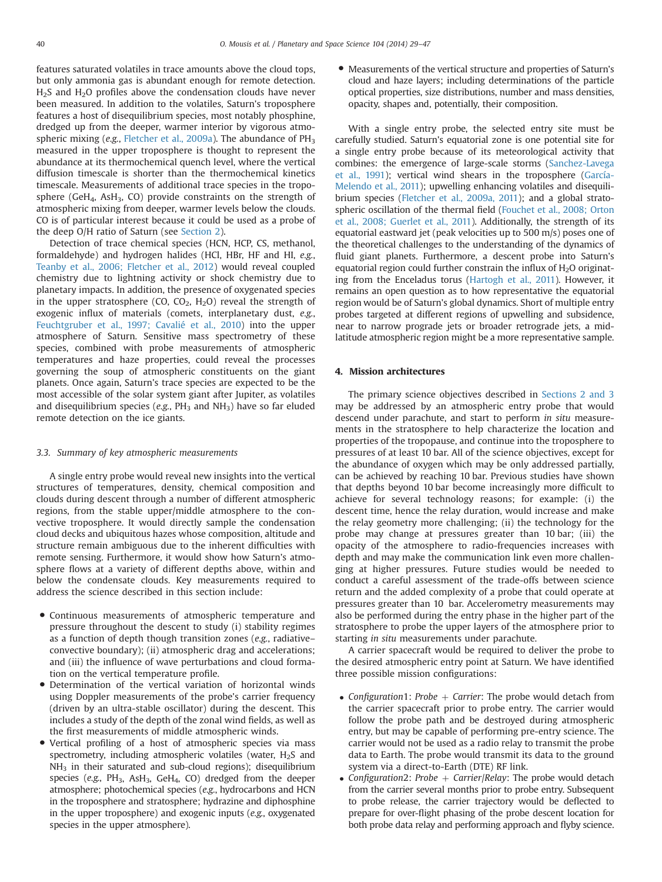features saturated volatiles in trace amounts above the cloud tops, but only ammonia gas is abundant enough for remote detection. $H_2S$ and $H_2O$ profiles above the condensation clouds have never been measured. In addition to the volatiles, Saturn's troposphere features a host of disequilibrium species, most notably phosphine, dredged up from the deeper, warmer interior by vigorous atmospheric mixing (*e.g.*, Fletcher et al., 2009a). The abundance of $PH_3$ measured in the upper troposphere is thought to represent the abundance at its thermochemical quench level, where the vertical diffusion timescale is shorter than the thermochemical kinetics timescale. Measurements of additional trace species in the troposphere ($GeH_4$, $AsH_3$, CO) provide constraints on the strength of atmospheric mixing from deeper, warmer levels below the clouds. CO is of particular interest because it could be used as a probe of the deep O/H ratio of Saturn (see Section 2).

Detection of trace chemical species (HCN, HCP, CS, methanol, formaldehyde) and hydrogen halides (HCl, HBr, HF and HI, *e.g.*, Teanby et al., 2006; Fletcher et al., 2012) would reveal coupled chemistry due to lightning activity or shock chemistry due to planetary impacts. In addition, the presence of oxygenated species in the upper stratosphere (CO, $CO_2$, $H_2O$) reveal the strength of exogenic influx of materials (comets, interplanetary dust, *e.g.*, Feuchtgruber et al., 1997; Cavalié et al., 2010) into the upper atmosphere of Saturn. Sensitive mass spectrometry of these species, combined with probe measurements of atmospheric temperatures and haze properties, could reveal the processes governing the soup of atmospheric constituents on the giant planets. Once again, Saturn's trace species are expected to be the most accessible of the solar system giant after Jupiter, as volatiles and disequilibrium species (*e.g.*, $PH_3$ and $NH_3$) have so far eluded remote detection on the ice giants.

### 3.3. Summary of key atmospheric measurements

A single entry probe would reveal new insights into the vertical structures of temperatures, density, chemical composition and clouds during descent through a number of different atmospheric regions, from the stable upper/middle atmosphere to the convective troposphere. It would directly sample the condensation cloud decks and ubiquitous hazes whose composition, altitude and structure remain ambiguous due to the inherent difficulties with remote sensing. Furthermore, it would show how Saturn's atmosphere flows at a variety of different depths above, within and below the condensate clouds. Key measurements required to address the science described in this section include:

- Continuous measurements of atmospheric temperature and pressure throughout the descent to study (i) stability regimes as a function of depth though transition zones (*e.g.*, radiative–convective boundary); (ii) atmospheric drag and accelerations; and (iii) the influence of wave perturbations and cloud formation on the vertical temperature profile.
- Determination of the vertical variation of horizontal winds using Doppler measurements of the probe's carrier frequency (driven by an ultra-stable oscillator) during the descent. This includes a study of the depth of the zonal wind fields, as well as the first measurements of middle atmospheric winds.
- Vertical profiling of a host of atmospheric species via mass spectrometry, including atmospheric volatiles (water, $H_2S$ and $NH_3$ in their saturated and sub-cloud regions); disequilibrium species (*e.g.*, $PH_3$, $AsH_3$, $GeH_4$, CO) dredged from the deeper atmosphere; photochemical species (*e.g.*, hydrocarbons and HCN in the troposphere and stratosphere; hydrazine and diphosphine in the upper troposphere) and exogenic inputs (*e.g.*, oxygenated species in the upper atmosphere).
- Measurements of the vertical structure and properties of Saturn's cloud and haze layers; including determinations of the particle optical properties, size distributions, number and mass densities, opacity, shapes and, potentially, their composition.

With a single entry probe, the selected entry site must be carefully studied. Saturn's equatorial zone is one potential site for a single entry probe because of its meteorological activity that combines: the emergence of large-scale storms (Sanchez-Lavega et al., 1991); vertical wind shears in the troposphere (García-Melendo et al., 2011); upwelling enhancing volatiles and disequilibrium species (Fletcher et al., 2009a, 2011); and a global stratospheric oscillation of the thermal field (Fouchet et al., 2008; Orton et al., 2008; Guerlet et al., 2011). Additionally, the strength of its equatorial eastward jet (peak velocities up to 500 m/s) poses one of the theoretical challenges to the understanding of the dynamics of fluid giant planets. Furthermore, a descent probe into Saturn's equatorial region could further constrain the influx of $H_2O$ originating from the Enceladus torus (Hartogh et al., 2011). However, it remains an open question as to how representative the equatorial region would be of Saturn's global dynamics. Short of multiple entry probes targeted at different regions of upwelling and subsidence, near to narrow prograde jets or broader retrograde jets, a mid-latitude atmospheric region might be a more representative sample.

## 4. Mission architectures

The primary science objectives described in Sections 2 and 3 may be addressed by an atmospheric entry probe that would descend under parachute, and start to perform *in situ* measurements in the stratosphere to help characterize the location and properties of the tropopause, and continue into the troposphere to pressures of at least 10 bar. All of the science objectives, except for the abundance of oxygen which may be only addressed partially, can be achieved by reaching 10 bar. Previous studies have shown that depths beyond 10 bar become increasingly more difficult to achieve for several technology reasons; for example: (i) the descent time, hence the relay duration, would increase and make the relay geometry more challenging; (ii) the technology for the probe may change at pressures greater than 10 bar; (iii) the opacity of the atmosphere to radio-frequencies increases with depth and may make the communication link even more challenging at higher pressures. Future studies would be needed to conduct a careful assessment of the trade-offs between science return and the added complexity of a probe that could operate at pressures greater than 10 bar. Accelerometry measurements may also be performed during the entry phase in the higher part of the stratosphere to probe the upper layers of the atmosphere prior to starting *in situ* measurements under parachute.

A carrier spacecraft would be required to deliver the probe to the desired atmospheric entry point at Saturn. We have identified three possible mission configurations:

- *Configuration1*: *Probe + Carrier*: The probe would detach from the carrier spacecraft prior to probe entry. The carrier would follow the probe path and be destroyed during atmospheric entry, but may be capable of performing pre-entry science. The carrier would not be used as a radio relay to transmit the probe data to Earth. The probe would transmit its data to the ground system via a direct-to-Earth (DTE) RF link.
- *Configuration2*: *Probe + Carrier/Relay*: The probe would detach from the carrier several months prior to probe entry. Subsequent to probe release, the carrier trajectory would be deflected to prepare for over-flight phasing of the probe descent location for both probe data relay and performing approach and flyby science.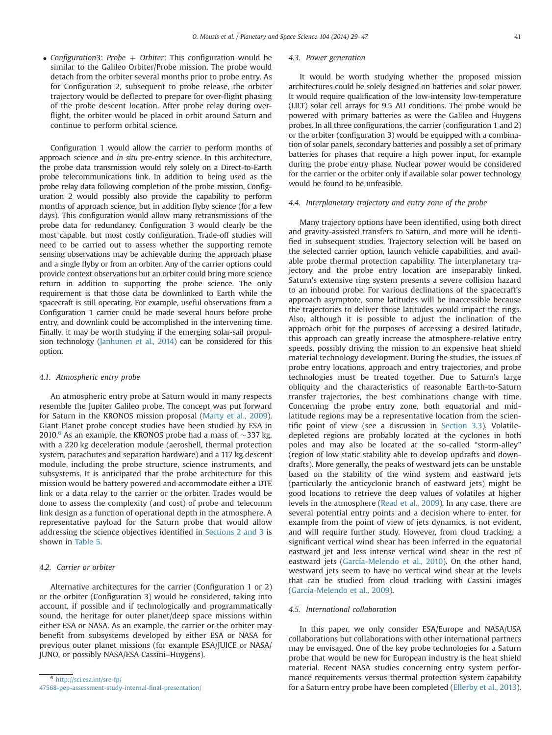- *Configuration3*: *Probe + Orbiter*: This configuration would be similar to the Galileo Orbiter/Probe mission. The probe would detach from the orbiter several months prior to probe entry. As for Configuration 2, subsequent to probe release, the orbiter trajectory would be deflected to prepare for over-flight phasing of the probe descent location. After probe relay during over-flight, the orbiter would be placed in orbit around Saturn and continue to perform orbital science.

Configuration 1 would allow the carrier to perform months of approach science and *in situ* pre-entry science. In this architecture, the probe data transmission would rely solely on a Direct-to-Earth probe telecommunications link. In addition to being used as the probe relay data following completion of the probe mission, Configuration 2 would possibly also provide the capability to perform months of approach science, but in addition flyby science (for a few days). This configuration would allow many retransmissions of the probe data for redundancy. Configuration 3 would clearly be the most capable, but most costly configuration. Trade-off studies will need to be carried out to assess whether the supporting remote sensing observations may be achievable during the approach phase and a single flyby or from an orbiter. Any of the carrier options could provide context observations but an orbiter could bring more science return in addition to supporting the probe science. The only requirement is that those data be downlinked to Earth while the spacecraft is still operating. For example, useful observations from a Configuration 1 carrier could be made several hours before probe entry, and downlink could be accomplished in the intervening time. Finally, it may be worth studying if the emerging solar-sail propulsion technology (Janhunen et al., 2014) can be considered for this option.

### 4.1. Atmospheric entry probe

An atmospheric entry probe at Saturn would in many respects resemble the Jupiter Galileo probe. The concept was put forward for Saturn in the KRONOS mission proposal (Marty et al., 2009). Giant Planet probe concept studies have been studied by ESA in 2010.[6] As an example, the KRONOS probe had a mass of ~337 kg, with a 220 kg deceleration module (aeroshell, thermal protection system, parachutes and separation hardware) and a 117 kg descent module, including the probe structure, science instruments, and subsystems. It is anticipated that the probe architecture for this mission would be battery powered and accommodate either a DTE link or a data relay to the carrier or the orbiter. Trades would be done to assess the complexity (and cost) of probe and telecomm link design as a function of operational depth in the atmosphere. A representative payload for the Saturn probe that would allow addressing the science objectives identified in Sections 2 and 3 is shown in Table 5.

### 4.2. Carrier or orbiter

Alternative architectures for the carrier (Configuration 1 or 2) or the orbiter (Configuration 3) would be considered, taking into account, if possible and if technologically and programmatically sound, the heritage for outer planet/deep space missions within either ESA or NASA. As an example, the carrier or the orbiter may benefit from subsystems developed by either ESA or NASA for previous outer planet missions (for example ESA/JUICE or NASA/JUNO, or possibly NASA/ESA Cassini–Huygens).

[6] http://sci.esa.int/sre-fp/47568-pep-assessment-study-internal-final-presentation/

### 4.3. Power generation

It would be worth studying whether the proposed mission architectures could be solely designed on batteries and solar power. It would require qualification of the low-intensity low-temperature (LILT) solar cell arrays for 9.5 AU conditions. The probe would be powered with primary batteries as were the Galileo and Huygens probes. In all three configurations, the carrier (configuration 1 and 2) or the orbiter (configuration 3) would be equipped with a combination of solar panels, secondary batteries and possibly a set of primary batteries for phases that require a high power input, for example during the probe entry phase. Nuclear power would be considered for the carrier or the orbiter only if available solar power technology would be found to be unfeasible.

### 4.4. Interplanetary trajectory and entry zone of the probe

Many trajectory options have been identified, using both direct and gravity-assisted transfers to Saturn, and more will be identified in subsequent studies. Trajectory selection will be based on the selected carrier option, launch vehicle capabilities, and available probe thermal protection capability. The interplanetary trajectory and the probe entry location are inseparably linked. Saturn's extensive ring system presents a severe collision hazard to an inbound probe. For various declinations of the spacecraft's approach asymptote, some latitudes will be inaccessible because the trajectories to deliver those latitudes would impact the rings. Also, although it is possible to adjust the inclination of the approach orbit for the purposes of accessing a desired latitude, this approach can greatly increase the atmosphere-relative entry speeds, possibly driving the mission to an expensive heat shield material technology development. During the studies, the issues of probe entry locations, approach and entry trajectories, and probe technologies must be treated together. Due to Saturn's large obliquity and the characteristics of reasonable Earth-to-Saturn transfer trajectories, the best combinations change with time. Concerning the probe entry zone, both equatorial and mid-latitude regions may be a representative location from the scientific point of view (see a discussion in Section 3.3). Volatile-depleted regions are probably located at the cyclones in both poles and may also be located at the so-called "storm-alley" (region of low static stability able to develop updrafts and downdrafts). More generally, the peaks of westward jets can be unstable based on the stability of the wind system and eastward jets (particularly the anticyclonic branch of eastward jets) might be good locations to retrieve the deep values of volatiles at higher levels in the atmosphere (Read et al., 2009). In any case, there are several potential entry points and a decision where to enter, for example from the point of view of jets dynamics, is not evident, and will require further study. However, from cloud tracking, a significant vertical wind shear has been inferred in the equatorial eastward jet and less intense vertical wind shear in the rest of eastward jets (García-Melendo et al., 2010). On the other hand, westward jets seem to have no vertical wind shear at the levels that can be studied from cloud tracking with Cassini images (García-Melendo et al., 2009).

### 4.5. International collaboration

In this paper, we only consider ESA/Europe and NASA/USA collaborations but collaborations with other international partners may be envisaged. One of the key probe technologies for a Saturn probe that would be new for European industry is the heat shield material. Recent NASA studies concerning entry system performance requirements versus thermal protection system capability for a Saturn entry probe have been completed (Ellerby et al., 2013).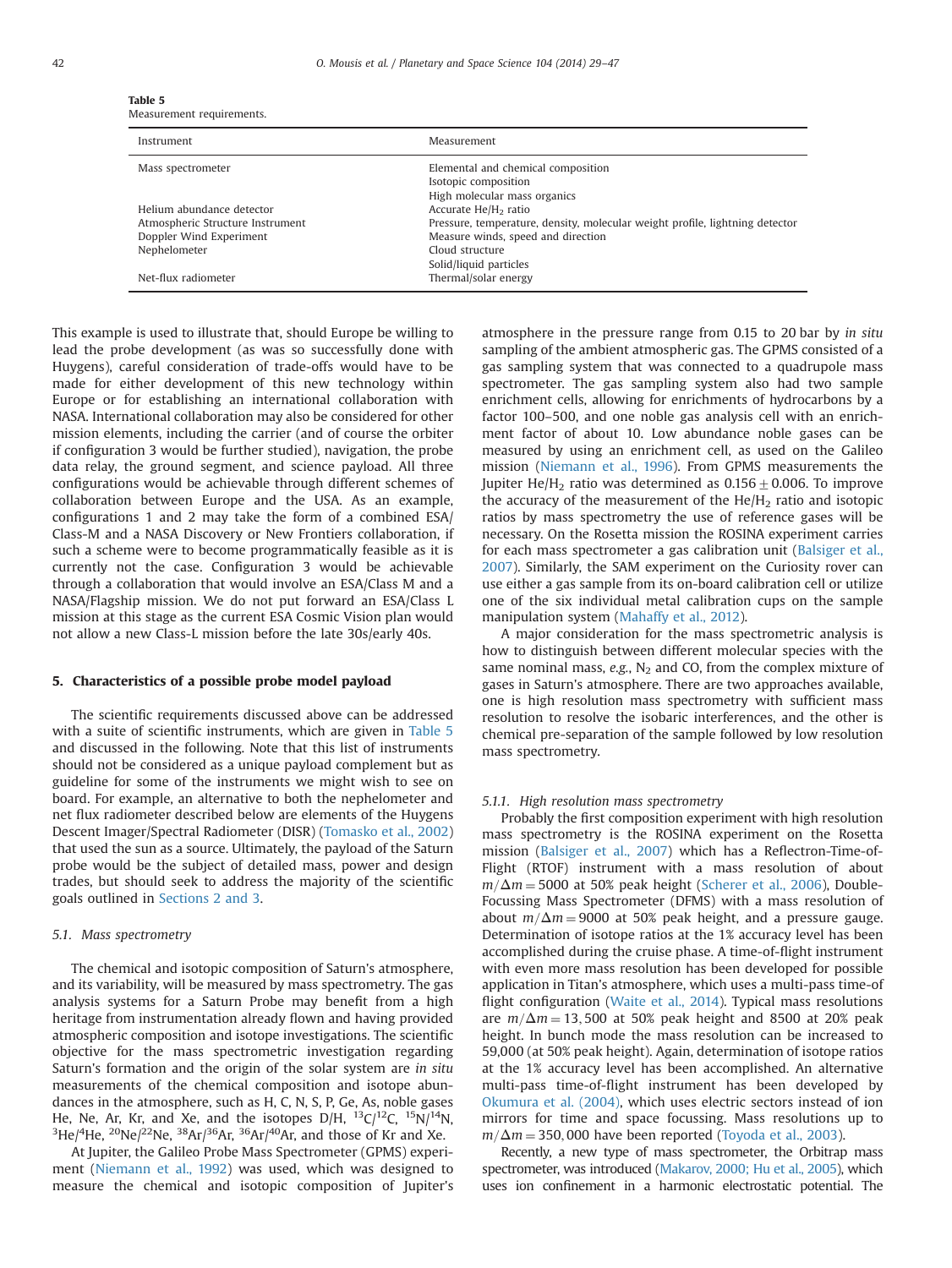**Table 5**
Measurement requirements.

| Instrument | Measurement |
|---|---|
| Mass spectrometer | Elemental and chemical composition<br>Isotopic composition<br>High molecular mass organics |
| Helium abundance detector | Accurate He/$H_2$ ratio |
| Atmospheric Structure Instrument | Pressure, temperature, density, molecular weight profile, lightning detector |
| Doppler Wind Experiment | Measure winds, speed and direction |
| Nephelometer | Cloud structure<br>Solid/liquid particles |
| Net-flux radiometer | Thermal/solar energy |

This example is used to illustrate that, should Europe be willing to lead the probe development (as was so successfully done with Huygens), careful consideration of trade-offs would have to be made for either development of this new technology within Europe or for establishing an international collaboration with NASA. International collaboration may also be considered for other mission elements, including the carrier (and of course the orbiter if configuration 3 would be further studied), navigation, the probe data relay, the ground segment, and science payload. All three configurations would be achievable through different schemes of collaboration between Europe and the USA. As an example, configurations 1 and 2 may take the form of a combined ESA/Class-M and a NASA Discovery or New Frontiers collaboration, if such a scheme were to become programmatically feasible as it is currently not the case. Configuration 3 would be achievable through a collaboration that would involve an ESA/Class M and a NASA/Flagship mission. We do not put forward an ESA/Class L mission at this stage as the current ESA Cosmic Vision plan would not allow a new Class-L mission before the late 30s/early 40s.

## 5. Characteristics of a possible probe model payload

The scientific requirements discussed above can be addressed with a suite of scientific instruments, which are given in Table 5 and discussed in the following. Note that this list of instruments should not be considered as a unique payload complement but as guideline for some of the instruments we might wish to see on board. For example, an alternative to both the nephelometer and net flux radiometer described below are elements of the Huygens Descent Imager/Spectral Radiometer (DISR) (Tomasko et al., 2002) that used the sun as a source. Ultimately, the payload of the Saturn probe would be the subject of detailed mass, power and design trades, but should seek to address the majority of the scientific goals outlined in Sections 2 and 3.

### 5.1. Mass spectrometry

The chemical and isotopic composition of Saturn's atmosphere, and its variability, will be measured by mass spectrometry. The gas analysis systems for a Saturn Probe may benefit from a high heritage from instrumentation already flown and having provided atmospheric composition and isotope investigations. The scientific objective for the mass spectrometric investigation regarding Saturn's formation and the origin of the solar system are *in situ* measurements of the chemical composition and isotope abundances in the atmosphere, such as H, C, N, S, P, Ge, As, noble gases He, Ne, Ar, Kr, and Xe, and the isotopes D/H, $^{13}C/^{12}C$, $^{15}N/^{14}N$, $^{3}He/^{4}He$, $^{20}Ne/^{22}Ne$, $^{38}Ar/^{36}Ar$, $^{36}Ar/^{40}Ar$, and those of Kr and Xe.

At Jupiter, the Galileo Probe Mass Spectrometer (GPMS) experiment (Niemann et al., 1992) was used, which was designed to measure the chemical and isotopic composition of Jupiter's atmosphere in the pressure range from 0.15 to 20 bar by *in situ* sampling of the ambient atmospheric gas. The GPMS consisted of a gas sampling system that was connected to a quadrupole mass spectrometer. The gas sampling system also had two sample enrichment cells, allowing for enrichments of hydrocarbons by a factor 100–500, and one noble gas analysis cell with an enrichment factor of about 10. Low abundance noble gases can be measured by using an enrichment cell, as used on the Galileo mission (Niemann et al., 1996). From GPMS measurements the Jupiter He/$H_2$ ratio was determined as $0.156 \pm 0.006$. To improve the accuracy of the measurement of the He/$H_2$ ratio and isotopic ratios by mass spectrometry the use of reference gases will be necessary. On the Rosetta mission the ROSINA experiment carries for each mass spectrometer a gas calibration unit (Balsiger et al., 2007). Similarly, the SAM experiment on the Curiosity rover can use either a gas sample from its on-board calibration cell or utilize one of the six individual metal calibration cups on the sample manipulation system (Mahaffy et al., 2012).

A major consideration for the mass spectrometric analysis is how to distinguish between different molecular species with the same nominal mass, *e.g.*, $N_2$ and CO, from the complex mixture of gases in Saturn's atmosphere. There are two approaches available, one is high resolution mass spectrometry with sufficient mass resolution to resolve the isobaric interferences, and the other is chemical pre-separation of the sample followed by low resolution mass spectrometry.

#### 5.1.1. High resolution mass spectrometry

Probably the first composition experiment with high resolution mass spectrometry is the ROSINA experiment on the Rosetta mission (Balsiger et al., 2007) which has a Reflectron-Time-of-Flight (RTOF) instrument with a mass resolution of about $m/\Delta m = 5000$ at 50% peak height (Scherer et al., 2006), Double-Focussing Mass Spectrometer (DFMS) with a mass resolution of about $m/\Delta m = 9000$ at 50% peak height, and a pressure gauge. Determination of isotope ratios at the 1% accuracy level has been accomplished during the cruise phase. A time-of-flight instrument with even more mass resolution has been developed for possible application in Titan's atmosphere, which uses a multi-pass time-of flight configuration (Waite et al., 2014). Typical mass resolutions are $m/\Delta m = 13,500$ at 50% peak height and 8500 at 20% peak height. In bunch mode the mass resolution can be increased to 59,000 (at 50% peak height). Again, determination of isotope ratios at the 1% accuracy level has been accomplished. An alternative multi-pass time-of-flight instrument has been developed by Okumura et al. (2004), which uses electric sectors instead of ion mirrors for time and space focussing. Mass resolutions up to $m/\Delta m = 350,000$ have been reported (Toyoda et al., 2003).

Recently, a new type of mass spectrometer, the Orbitrap mass spectrometer, was introduced (Makarov, 2000; Hu et al., 2005), which uses ion confinement in a harmonic electrostatic potential. The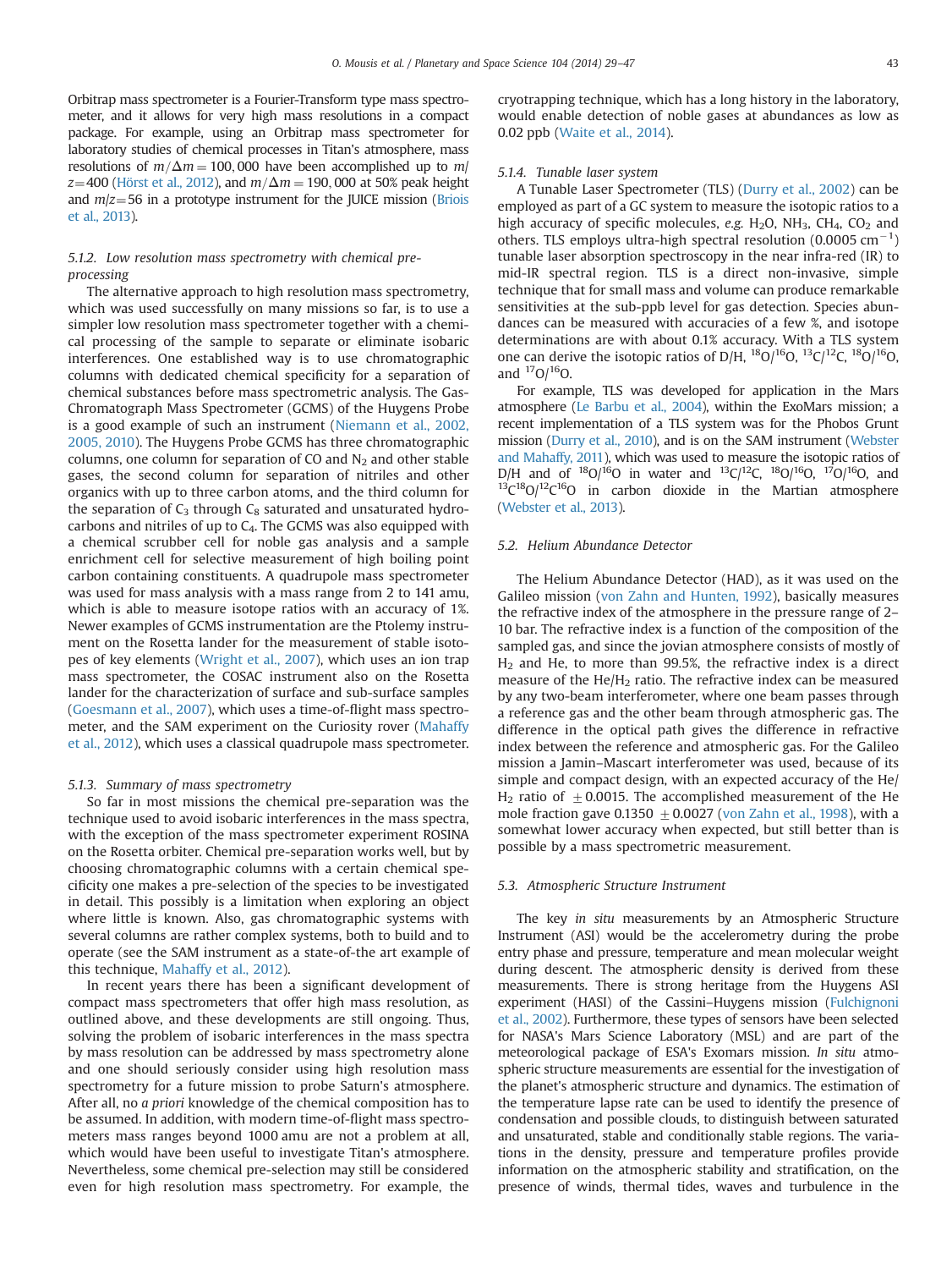Orbitrap mass spectrometer is a Fourier-Transform type mass spectrometer, and it allows for very high mass resolutions in a compact package. For example, using an Orbitrap mass spectrometer for laboratory studies of chemical processes in Titan's atmosphere, mass resolutions of $m/\Delta m = 100,000$ have been accomplished up to $m/z = 400$ (Hörst et al., 2012), and $m/\Delta m = 190,000$ at 50% peak height and $m/z = 56$ in a prototype instrument for the JUICE mission (Briois et al., 2013).

#### 5.1.2. Low resolution mass spectrometry with chemical pre-processing

The alternative approach to high resolution mass spectrometry, which was used successfully on many missions so far, is to use a simpler low resolution mass spectrometer together with a chemical processing of the sample to separate or eliminate isobaric interferences. One established way is to use chromatographic columns with dedicated chemical specificity for a separation of chemical substances before mass spectrometric analysis. The Gas-Chromatograph Mass Spectrometer (GCMS) of the Huygens Probe is a good example of such an instrument (Niemann et al., 2002, 2005, 2010). The Huygens Probe GCMS has three chromatographic columns, one column for separation of CO and $N_2$ and other stable gases, the second column for separation of nitriles and other organics with up to three carbon atoms, and the third column for the separation of $C_3$ through $C_8$ saturated and unsaturated hydrocarbons and nitriles of up to $C_4$. The GCMS was also equipped with a chemical scrubber cell for noble gas analysis and a sample enrichment cell for selective measurement of high boiling point carbon containing constituents. A quadrupole mass spectrometer was used for mass analysis with a mass range from 2 to 141 amu, which is able to measure isotope ratios with an accuracy of 1%. Newer examples of GCMS instrumentation are the Ptolemy instrument on the Rosetta lander for the measurement of stable isotopes of key elements (Wright et al., 2007), which uses an ion trap mass spectrometer, the COSAC instrument also on the Rosetta lander for the characterization of surface and sub-surface samples (Goesmann et al., 2007), which uses a time-of-flight mass spectrometer, and the SAM experiment on the Curiosity rover (Mahaffy et al., 2012), which uses a classical quadrupole mass spectrometer.

#### 5.1.3. Summary of mass spectrometry

So far in most missions the chemical pre-separation was the technique used to avoid isobaric interferences in the mass spectra, with the exception of the mass spectrometer experiment ROSINA on the Rosetta orbiter. Chemical pre-separation works well, but by choosing chromatographic columns with a certain chemical specificity one makes a pre-selection of the species to be investigated in detail. This possibly is a limitation when exploring an object where little is known. Also, gas chromatographic systems with several columns are rather complex systems, both to build and to operate (see the SAM instrument as a state-of-the art example of this technique, Mahaffy et al., 2012).

In recent years there has been a significant development of compact mass spectrometers that offer high mass resolution, as outlined above, and these developments are still ongoing. Thus, solving the problem of isobaric interferences in the mass spectra by mass resolution can be addressed by mass spectrometry alone and one should seriously consider using high resolution mass spectrometry for a future mission to probe Saturn's atmosphere. After all, no *a priori* knowledge of the chemical composition has to be assumed. In addition, with modern time-of-flight mass spectrometers mass ranges beyond 1000 amu are not a problem at all, which would have been useful to investigate Titan's atmosphere. Nevertheless, some chemical pre-selection may still be considered even for high resolution mass spectrometry. For example, the cryotrapping technique, which has a long history in the laboratory, would enable detection of noble gases at abundances as low as 0.02 ppb (Waite et al., 2014).

#### 5.1.4. Tunable laser system

A Tunable Laser Spectrometer (TLS) (Durry et al., 2002) can be employed as part of a GC system to measure the isotopic ratios to a high accuracy of specific molecules, *e.g.* $H_2O$, $NH_3$, $CH_4$, $CO_2$ and others. TLS employs ultra-high spectral resolution (0.0005 $cm^{-1}$) tunable laser absorption spectroscopy in the near infra-red (IR) to mid-IR spectral region. TLS is a direct non-invasive, simple technique that for small mass and volume can produce remarkable sensitivities at the sub-ppb level for gas detection. Species abundances can be measured with accuracies of a few %, and isotope determinations are with about 0.1% accuracy. With a TLS system one can derive the isotopic ratios of D/H, $^{18}O/^{16}O$, $^{13}C/^{12}C$, $^{18}O/^{16}O$, and $^{17}O/^{16}O$.

For example, TLS was developed for application in the Mars atmosphere (Le Barbu et al., 2004), within the ExoMars mission; a recent implementation of a TLS system was for the Phobos Grunt mission (Durry et al., 2010), and is on the SAM instrument (Webster and Mahaffy, 2011), which was used to measure the isotopic ratios of D/H and of $^{18}O/^{16}O$ in water and $^{13}C/^{12}C$, $^{18}O/^{16}O$, $^{17}O/^{16}O$, and $^{13}C^{18}O/^{12}C^{16}O$ in carbon dioxide in the Martian atmosphere (Webster et al., 2013).

### 5.2. Helium Abundance Detector

The Helium Abundance Detector (HAD), as it was used on the Galileo mission (von Zahn and Hunten, 1992), basically measures the refractive index of the atmosphere in the pressure range of 2–10 bar. The refractive index is a function of the composition of the sampled gas, and since the jovian atmosphere consists of mostly of $H_2$ and He, to more than 99.5%, the refractive index is a direct measure of the $He/H_2$ ratio. The refractive index can be measured by any two-beam interferometer, where one beam passes through a reference gas and the other beam through atmospheric gas. The difference in the optical path gives the difference in refractive index between the reference and atmospheric gas. For the Galileo mission a Jamin–Mascart interferometer was used, because of its simple and compact design, with an expected accuracy of the $He/H_2$ ratio of $\pm 0.0015$. The accomplished measurement of the He mole fraction gave $0.1350 \pm 0.0027$ (von Zahn et al., 1998), with a somewhat lower accuracy when expected, but still better than is possible by a mass spectrometric measurement.

### 5.3. Atmospheric Structure Instrument

The key *in situ* measurements by an Atmospheric Structure Instrument (ASI) would be the accelerometry during the probe entry phase and pressure, temperature and mean molecular weight during descent. The atmospheric density is derived from these measurements. There is strong heritage from the Huygens ASI experiment (HASI) of the Cassini–Huygens mission (Fulchignoni et al., 2002). Furthermore, these types of sensors have been selected for NASA's Mars Science Laboratory (MSL) and are part of the meteorological package of ESA's Exomars mission. *In situ* atmospheric structure measurements are essential for the investigation of the planet's atmospheric structure and dynamics. The estimation of the temperature lapse rate can be used to identify the presence of condensation and possible clouds, to distinguish between saturated and unsaturated, stable and conditionally stable regions. The variations in the density, pressure and temperature profiles provide information on the atmospheric stability and stratification, on the presence of winds, thermal tides, waves and turbulence in the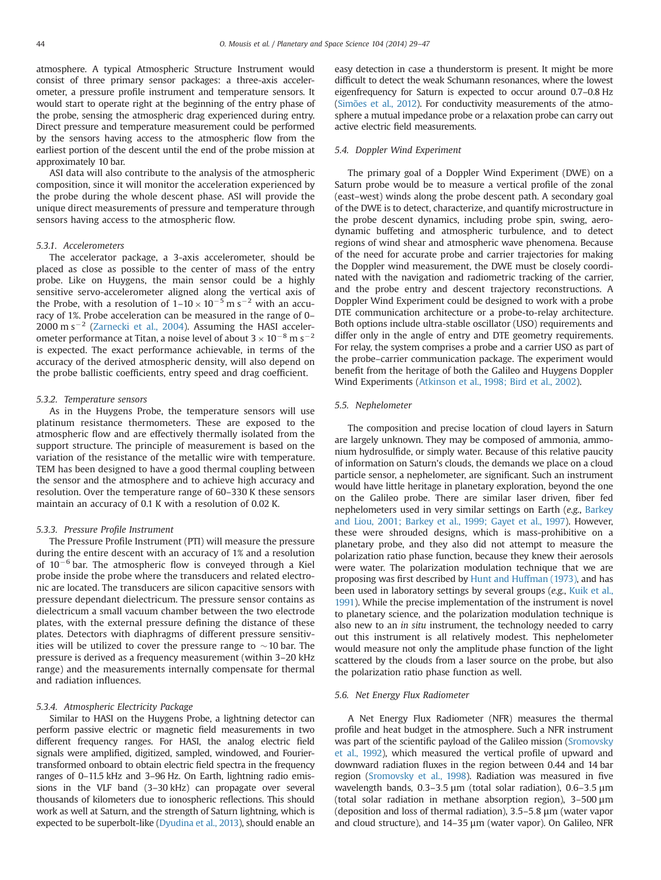atmosphere. A typical Atmospheric Structure Instrument would consist of three primary sensor packages: a three-axis accelerometer, a pressure profile instrument and temperature sensors. It would start to operate right at the beginning of the entry phase of the probe, sensing the atmospheric drag experienced during entry. Direct pressure and temperature measurement could be performed by the sensors having access to the atmospheric flow from the earliest portion of the descent until the end of the probe mission at approximately 10 bar.

ASI data will also contribute to the analysis of the atmospheric composition, since it will monitor the acceleration experienced by the probe during the whole descent phase. ASI will provide the unique direct measurements of pressure and temperature through sensors having access to the atmospheric flow.

#### 5.3.1. Accelerometers

The accelerator package, a 3-axis accelerometer, should be placed as close as possible to the center of mass of the entry probe. Like on Huygens, the main sensor could be a highly sensitive servo-accelerometer aligned along the vertical axis of the Probe, with a resolution of $1\text{–}10 \times 10^{-5}$ m s$^{-2}$ with an accuracy of 1%. Probe acceleration can be measured in the range of 0–2000 m s$^{-2}$ (Zarnecki et al., 2004). Assuming the HASI accelerometer performance at Titan, a noise level of about $3 \times 10^{-8}$ m s$^{-2}$ is expected. The exact performance achievable, in terms of the accuracy of the derived atmospheric density, will also depend on the probe ballistic coefficients, entry speed and drag coefficient.

#### 5.3.2. Temperature sensors

As in the Huygens Probe, the temperature sensors will use platinum resistance thermometers. These are exposed to the atmospheric flow and are effectively thermally isolated from the support structure. The principle of measurement is based on the variation of the resistance of the metallic wire with temperature. TEM has been designed to have a good thermal coupling between the sensor and the atmosphere and to achieve high accuracy and resolution. Over the temperature range of 60–330 K these sensors maintain an accuracy of 0.1 K with a resolution of 0.02 K.

#### 5.3.3. Pressure Profile Instrument

The Pressure Profile Instrument (PTI) will measure the pressure during the entire descent with an accuracy of 1% and a resolution of $10^{-6}$ bar. The atmospheric flow is conveyed through a Kiel probe inside the probe where the transducers and related electronic are located. The transducers are silicon capacitive sensors with pressure dependant dielectricum. The pressure sensor contains as dielectricum a small vacuum chamber between the two electrode plates, with the external pressure defining the distance of these plates. Detectors with diaphragms of different pressure sensitivities will be utilized to cover the pressure range to $\sim$10 bar. The pressure is derived as a frequency measurement (within 3–20 kHz range) and the measurements internally compensate for thermal and radiation influences.

#### 5.3.4. Atmospheric Electricity Package

Similar to HASI on the Huygens Probe, a lightning detector can perform passive electric or magnetic field measurements in two different frequency ranges. For HASI, the analog electric field signals were amplified, digitized, sampled, windowed, and Fourier-transformed onboard to obtain electric field spectra in the frequency ranges of 0–11.5 kHz and 3–96 Hz. On Earth, lightning radio emissions in the VLF band (3–30 kHz) can propagate over several thousands of kilometers due to ionospheric reflections. This should work as well at Saturn, and the strength of Saturn lightning, which is expected to be superbolt-like (Dyudina et al., 2013), should enable an easy detection in case a thunderstorm is present. It might be more difficult to detect the weak Schumann resonances, where the lowest eigenfrequency for Saturn is expected to occur around 0.7–0.8 Hz (Simões et al., 2012). For conductivity measurements of the atmosphere a mutual impedance probe or a relaxation probe can carry out active electric field measurements.

### 5.4. Doppler Wind Experiment

The primary goal of a Doppler Wind Experiment (DWE) on a Saturn probe would be to measure a vertical profile of the zonal (east–west) winds along the probe descent path. A secondary goal of the DWE is to detect, characterize, and quantify microstructure in the probe descent dynamics, including probe spin, swing, aerodynamic buffeting and atmospheric turbulence, and to detect regions of wind shear and atmospheric wave phenomena. Because of the need for accurate probe and carrier trajectories for making the Doppler wind measurement, the DWE must be closely coordinated with the navigation and radiometric tracking of the carrier, and the probe entry and descent trajectory reconstructions. A Doppler Wind Experiment could be designed to work with a probe DTE communication architecture or a probe-to-relay architecture. Both options include ultra-stable oscillator (USO) requirements and differ only in the angle of entry and DTE geometry requirements. For relay, the system comprises a probe and a carrier USO as part of the probe–carrier communication package. The experiment would benefit from the heritage of both the Galileo and Huygens Doppler Wind Experiments (Atkinson et al., 1998; Bird et al., 2002).

### 5.5. Nephelometer

The composition and precise location of cloud layers in Saturn are largely unknown. They may be composed of ammonia, ammonium hydrosulfide, or simply water. Because of this relative paucity of information on Saturn's clouds, the demands we place on a cloud particle sensor, a nephelometer, are significant. Such an instrument would have little heritage in planetary exploration, beyond the one on the Galileo probe. There are similar laser driven, fiber fed nephelometers used in very similar settings on Earth (*e.g.*, Barkey and Liou, 2001; Barkey et al., 1999; Gayet et al., 1997). However, these were shrouded designs, which is mass-prohibitive on a planetary probe, and they also did not attempt to measure the polarization ratio phase function, because they knew their aerosols were water. The polarization modulation technique that we are proposing was first described by Hunt and Huffman (1973), and has been used in laboratory settings by several groups (*e.g.*, Kuik et al., 1991). While the precise implementation of the instrument is novel to planetary science, and the polarization modulation technique is also new to an *in situ* instrument, the technology needed to carry out this instrument is all relatively modest. This nephelometer would measure not only the amplitude phase function of the light scattered by the clouds from a laser source on the probe, but also the polarization ratio phase function as well.

### 5.6. Net Energy Flux Radiometer

A Net Energy Flux Radiometer (NFR) measures the thermal profile and heat budget in the atmosphere. Such a NFR instrument was part of the scientific payload of the Galileo mission (Sromovsky et al., 1992), which measured the vertical profile of upward and downward radiation fluxes in the region between 0.44 and 14 bar region (Sromovsky et al., 1998). Radiation was measured in five wavelength bands, 0.3–3.5 μm (total solar radiation), 0.6–3.5 μm (total solar radiation in methane absorption region), 3–500 μm (deposition and loss of thermal radiation), 3.5–5.8 μm (water vapor and cloud structure), and 14–35 μm (water vapor). On Galileo, NFR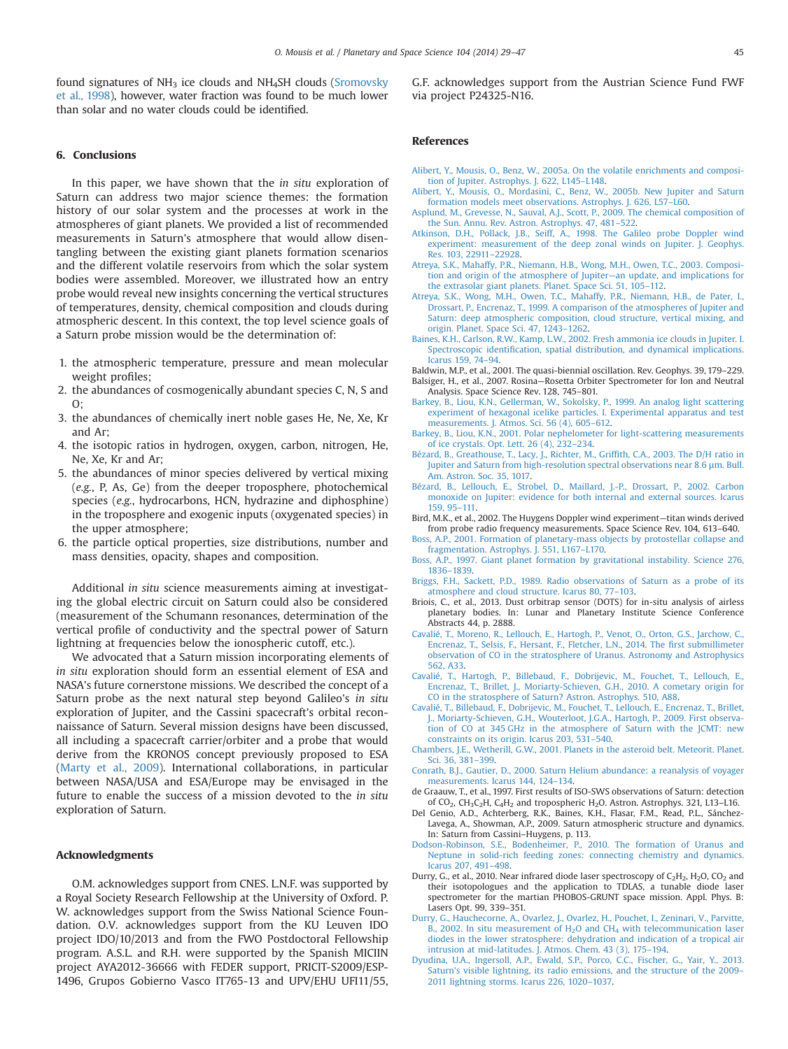found signatures of $NH_3$ ice clouds and $NH_4SH$ clouds (Sromovsky et al., 1998), however, water fraction was found to be much lower than solar and no water clouds could be identified.

## 6. Conclusions

In this paper, we have shown that the *in situ* exploration of Saturn can address two major science themes: the formation history of our solar system and the processes at work in the atmospheres of giant planets. We provided a list of recommended measurements in Saturn's atmosphere that would allow disentangling between the existing giant planets formation scenarios and the different volatile reservoirs from which the solar system bodies were assembled. Moreover, we illustrated how an entry probe would reveal new insights concerning the vertical structures of temperatures, density, chemical composition and clouds during atmospheric descent. In this context, the top level science goals of a Saturn probe mission would be the determination of:

1. the atmospheric temperature, pressure and mean molecular weight profiles;
2. the abundances of cosmogenically abundant species C, N, S and O;
3. the abundances of chemically inert noble gases He, Ne, Xe, Kr and Ar;
4. the isotopic ratios in hydrogen, oxygen, carbon, nitrogen, He, Ne, Xe, Kr and Ar;
5. the abundances of minor species delivered by vertical mixing (*e.g.*, P, As, Ge) from the deeper troposphere, photochemical species (*e.g.*, hydrocarbons, HCN, hydrazine and diphosphine) in the troposphere and exogenic inputs (oxygenated species) in the upper atmosphere;
6. the particle optical properties, size distributions, number and mass densities, opacity, shapes and composition.

Additional *in situ* science measurements aiming at investigating the global electric circuit on Saturn could also be considered (measurement of the Schumann resonances, determination of the vertical profile of conductivity and the spectral power of Saturn lightning at frequencies below the ionospheric cutoff, etc.).

We advocated that a Saturn mission incorporating elements of *in situ* exploration should form an essential element of ESA and NASA's future cornerstone missions. We described the concept of a Saturn probe as the next natural step beyond Galileo's *in situ* exploration of Jupiter, and the Cassini spacecraft's orbital reconnaissance of Saturn. Several mission designs have been discussed, all including a spacecraft carrier/orbiter and a probe that would derive from the KRONOS concept previously proposed to ESA (Marty et al., 2009). International collaborations, in particular between NASA/USA and ESA/Europe may be envisaged in the future to enable the success of a mission devoted to the *in situ* exploration of Saturn.

## Acknowledgments

O.M. acknowledges support from CNES. L.N.F. was supported by a Royal Society Research Fellowship at the University of Oxford. P. W. acknowledges support from the Swiss National Science Foundation. O.V. acknowledges support from the KU Leuven IDO project IDO/10/2013 and from the FWO Postdoctoral Fellowship program. A.S.L. and R.H. were supported by the Spanish MICIIN project AYA2012-36666 with FEDER support, PRICIT-S2009/ESP-1496, Grupos Gobierno Vasco IT765-13 and UPV/EHU UFI11/55, G.F. acknowledges support from the Austrian Science Fund FWF via project P24325-N16.

## References

Alibert, Y., Mousis, O., Benz, W., 2005a. On the volatile enrichments and composition of Jupiter. Astrophys. J. 622, L145–L148.

Alibert, Y., Mousis, O., Mordasini, C., Benz, W., 2005b. New Jupiter and Saturn formation models meet observations. Astrophys. J. 626, L57–L60.

Asplund, M., Grevesse, N., Sauval, A.J., Scott, P., 2009. The chemical composition of the Sun. Annu. Rev. Astron. Astrophys. 47, 481–522.

Atkinson, D.H., Pollack, J.B., Seiff, A., 1998. The Galileo probe Doppler wind experiment: measurement of the deep zonal winds on Jupiter. J. Geophys. Res. 103, 22911–22928.

Atreya, S.K., Mahaffy, P.R., Niemann, H.B., Wong, M.H., Owen, T.C., 2003. Composition and origin of the atmosphere of Jupiter—an update, and implications for the extrasolar giant planets. Planet. Space Sci. 51, 105–112.

Atreya, S.K., Wong, M.H., Owen, T.C., Mahaffy, P.R., Niemann, H.B., de Pater, I., Drossart, P., Encrenaz, T., 1999. A comparison of the atmospheres of Jupiter and Saturn: deep atmospheric composition, cloud structure, vertical mixing, and origin. Planet. Space Sci. 47, 1243–1262.

Baines, K.H., Carlson, R.W., Kamp, L.W., 2002. Fresh ammonia ice clouds in Jupiter. I. Spectroscopic identification, spatial distribution, and dynamical implications. Icarus 159, 74–94.

Baldwin, M.P., et al., 2001. The quasi-biennial oscillation. Rev. Geophys. 39, 179–229.

Balsiger, H., et al., 2007. Rosina—Rosetta Orbiter Spectrometer for Ion and Neutral Analysis. Space Science Rev. 128, 745–801.

Barkey, B., Liou, K.N., Gellerman, W., Sokolsky, P., 1999. An analog light scattering experiment of hexagonal icelike particles. I. Experimental apparatus and test measurements. J. Atmos. Sci. 56 (4), 605–612.

Barkey, B., Liou, K.N., 2001. Polar nephelometer for light-scattering measurements of ice crystals. Opt. Lett. 26 (4), 232–234.

Bézard, B., Greathouse, T., Lacy, J., Richter, M., Griffith, C.A., 2003. The D/H ratio in Jupiter and Saturn from high-resolution spectral observations near 8.6 μm. Bull. Am. Astron. Soc. 35, 1017.

Bézard, B., Lellouch, E., Strobel, D., Maillard, J.-P., Drossart, P., 2002. Carbon monoxide on Jupiter: evidence for both internal and external sources. Icarus 159, 95–111.

Bird, M.K., et al., 2002. The Huygens Doppler wind experiment—titan winds derived from probe radio frequency measurements. Space Science Rev. 104, 613–640.

Boss, A.P., 2001. Formation of planetary-mass objects by protostellar collapse and fragmentation. Astrophys. J. 551, L167–L170.

Boss, A.P., 1997. Giant planet formation by gravitational instability. Science 276, 1836–1839.

Briggs, F.H., Sackett, P.D., 1989. Radio observations of Saturn as a probe of its atmosphere and cloud structure. Icarus 80, 77–103.

Briois, C., et al., 2013. Dust orbitrap sensor (DOTS) for in-situ analysis of airless planetary bodies. In: Lunar and Planetary Institute Science Conference Abstracts 44, p. 2888.

Cavalié, T., Moreno, R., Lellouch, E., Hartogh, P., Venot, O., Orton, G.S., Jarchow, C., Encrenaz, T., Selsis, F., Hersant, F., Fletcher, L.N., 2014. The first submillimeter observation of CO in the stratosphere of Uranus. Astronomy and Astrophysics 562, A33.

Cavalié, T., Hartogh, P., Billebaud, F., Dobrijevic, M., Fouchet, T., Lellouch, E., Encrenaz, T., Brillet, J., Moriarty-Schieven, G.H., 2010. A cometary origin for CO in the stratosphere of Saturn? Astron. Astrophys. 510, A88.

Cavalié, T., Billebaud, F., Dobrijevic, M., Fouchet, T., Lellouch, E., Encrenaz, T., Brillet, J., Moriarty-Schieven, G.H., Wouterloot, J.G.A., Hartogh, P., 2009. First observation of CO at 345 GHz in the atmosphere of Saturn with the JCMT: new constraints on its origin. Icarus 203, 531–540.

Chambers, J.E., Wetherill, G.W., 2001. Planets in the asteroid belt. Meteorit. Planet. Sci. 36, 381–399.

Conrath, B.J., Gautier, D., 2000. Saturn Helium abundance: a reanalysis of voyager measurements. Icarus 144, 124–134.

de Graauw, T., et al., 1997. First results of ISO-SWS observations of Saturn: detection of $CO_2$, $CH_3C_2H$, $C_4H_2$ and tropospheric $H_2O$. Astron. Astrophys. 321, L13–L16.

Del Genio, A.D., Achterberg, R.K., Baines, K.H., Flasar, F.M., Read, P.L., Sánchez-Lavega, A., Showman, A.P., 2009. Saturn atmospheric structure and dynamics. In: Saturn from Cassini–Huygens, p. 113.

Dodson-Robinson, S.E., Bodenheimer, P., 2010. The formation of Uranus and Neptune in solid-rich feeding zones: connecting chemistry and dynamics. Icarus 207, 491–498.

Durry, G., et al., 2010. Near infrared diode laser spectroscopy of $C_2H_2$, $H_2O$, $CO_2$ and their isotopologues and the application to TDLAS, a tunable diode laser spectrometer for the martian PHOBOS-GRUNT space mission. Appl. Phys. B: Lasers Opt. 99, 339–351.

Durry, G., Hauchecorne, A., Ovarlez, J., Ovarlez, H., Pouchet, I., Zeninari, V., Parvitte, B., 2002. In situ measurement of $H_2O$ and $CH_4$ with telecommunication laser diodes in the lower stratosphere: dehydration and indication of a tropical air intrusion at mid-latitudes. J. Atmos. Chem. 43 (3), 175–194.

Dyudina, U.A., Ingersoll, A.P., Ewald, S.P., Porco, C.C., Fischer, G., Yair, Y., 2013. Saturn's visible lightning, its radio emissions, and the structure of the 2009–2011 lightning storms. Icarus 226, 1020–1037.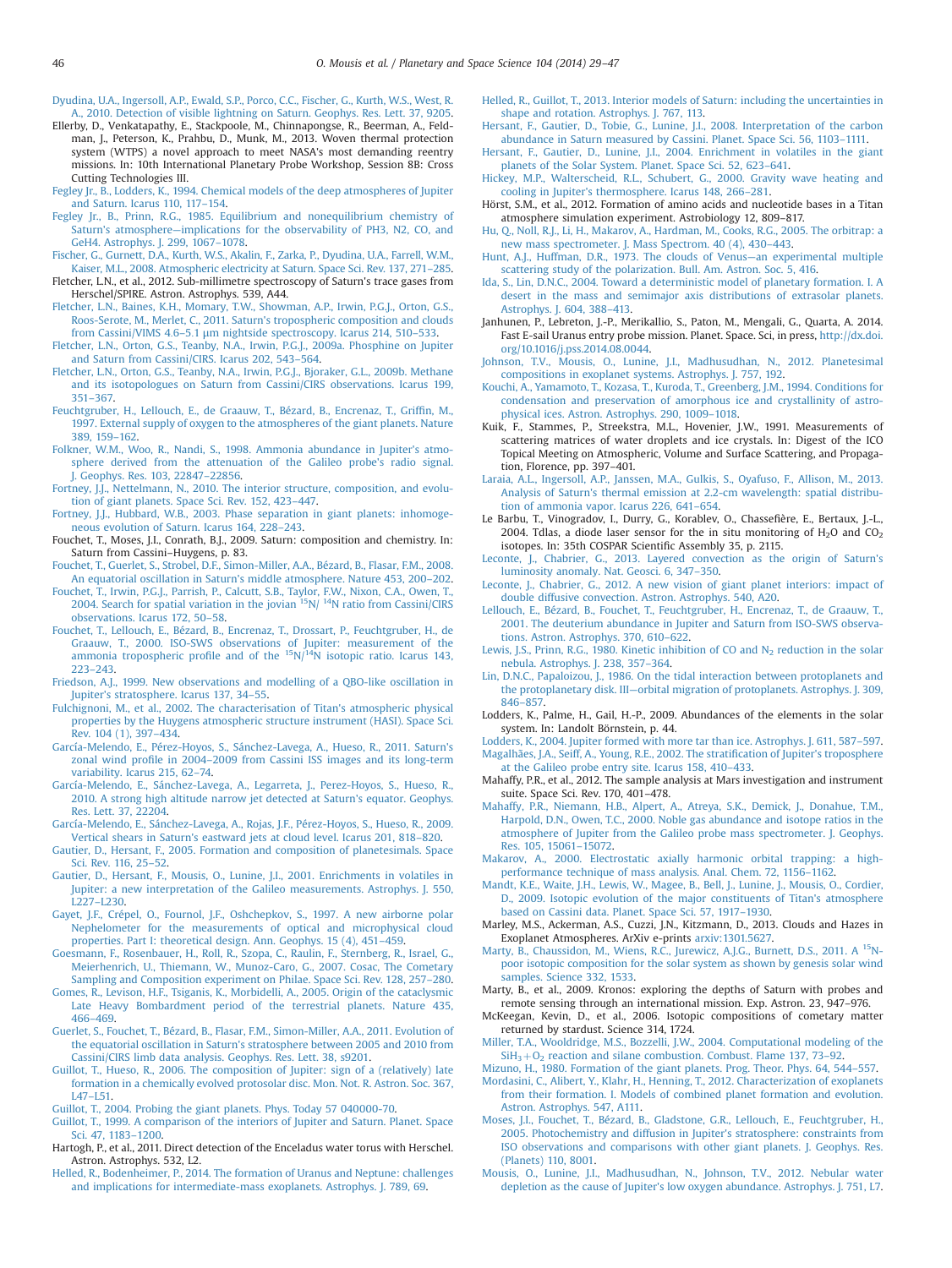Dyudina, U.A., Ingersoll, A.P., Ewald, S.P., Porco, C.C., Fischer, G., Kurth, W.S., West, R. A., 2010. Detection of visible lightning on Saturn. Geophys. Res. Lett. 37, 9205.

Ellerby, D., Venkatapathy, E., Stackpoole, M., Chinnapongse, R., Beerman, A., Feldman, J., Peterson, K., Prahbu, D., Munk, M., 2013. Woven thermal protection system (WTPS) a novel approach to meet NASA's most demanding reentry missions. In: 10th International Planetary Probe Workshop, Session 8B: Cross Cutting Technologies III.

Fegley Jr., B., Lodders, K., 1994. Chemical models of the deep atmospheres of Jupiter and Saturn. Icarus 110, 117–154.

Fegley Jr., B., Prinn, R.G., 1985. Equilibrium and nonequilibrium chemistry of Saturn's atmosphere—implications for the observability of PH3, N2, CO, and GeH4. Astrophys. J. 299, 1067–1078.

Fischer, G., Gurnett, D.A., Kurth, W.S., Akalin, F., Zarka, P., Dyudina, U.A., Farrell, W.M., Kaiser, M.L., 2008. Atmospheric electricity at Saturn. Space Sci. Rev. 137, 271–285.

Fletcher, L.N., et al., 2012. Sub-millimetre spectroscopy of Saturn's trace gases from Herschel/SPIRE. Astron. Astrophys. 539, A44.

Fletcher, L.N., Baines, K.H., Momary, T.W., Showman, A.P., Irwin, P.G.J., Orton, G.S., Roos-Serote, M., Merlet, C., 2011. Saturn's tropospheric composition and clouds from Cassini/VIMS 4.6–5.1 μm nightside spectroscopy. Icarus 214, 510–533.

Fletcher, L.N., Orton, G.S., Teanby, N.A., Irwin, P.G.J., 2009a. Phosphine on Jupiter and Saturn from Cassini/CIRS. Icarus 202, 543–564.

Fletcher, L.N., Orton, G.S., Teanby, N.A., Irwin, P.G.J., Bjoraker, G.L., 2009b. Methane and its isotopologues on Saturn from Cassini/CIRS observations. Icarus 199, 351–367.

Feuchtgruber, H., Lellouch, E., de Graauw, T., Bézard, B., Encrenaz, T., Griffin, M., 1997. External supply of oxygen to the atmospheres of the giant planets. Nature 389, 159–162.

Folkner, W.M., Woo, R., Nandi, S., 1998. Ammonia abundance in Jupiter's atmosphere derived from the attenuation of the Galileo probe's radio signal. J. Geophys. Res. 103, 22847–22856.

Fortney, J.J., Nettelmann, N., 2010. The interior structure, composition, and evolution of giant planets. Space Sci. Rev. 152, 423–447.

Fortney, J.J., Hubbard, W.B., 2003. Phase separation in giant planets: inhomogeneous evolution of Saturn. Icarus 164, 228–243.

Fouchet, T., Moses, J.I., Conrath, B.J., 2009. Saturn: composition and chemistry. In: Saturn from Cassini–Huygens, p. 83.

Fouchet, T., Guerlet, S., Strobel, D.F., Simon-Miller, A.A., Bézard, B., Flasar, F.M., 2008. An equatorial oscillation in Saturn's middle atmosphere. Nature 453, 200–202.

Fouchet, T., Irwin, P.G.J., Parrish, P., Calcutt, S.B., Taylor, F.W., Nixon, C.A., Owen, T., 2004. Search for spatial variation in the jovian $^{15}N/^{14}N$ ratio from Cassini/CIRS observations. Icarus 172, 50–58.

Fouchet, T., Lellouch, E., Bézard, B., Encrenaz, T., Drossart, P., Feuchtgruber, H., de Graauw, T., 2000. ISO-SWS observations of Jupiter: measurement of the ammonia tropospheric profile and of the $^{15}N/^{14}N$ isotopic ratio. Icarus 143, 223–243.

Friedson, A.J., 1999. New observations and modelling of a QBO-like oscillation in Jupiter's stratosphere. Icarus 137, 34–55.

Fulchignoni, M., et al., 2002. The characterisation of Titan's atmospheric physical properties by the Huygens atmospheric structure instrument (HASI). Space Sci. Rev. 104 (1), 397–434.

García-Melendo, E., Pérez-Hoyos, S., Sánchez-Lavega, A., Hueso, R., 2011. Saturn's zonal wind profile in 2004–2009 from Cassini ISS images and its long-term variability. Icarus 215, 62–74.

García-Melendo, E., Sánchez-Lavega, A., Legarreta, J., Perez-Hoyos, S., Hueso, R., 2010. A strong high altitude narrow jet detected at Saturn's equator. Geophys. Res. Lett. 37, 22204.

García-Melendo, E., Sánchez-Lavega, A., Rojas, J.F., Pérez-Hoyos, S., Hueso, R., 2009. Vertical shears in Saturn's eastward jets at cloud level. Icarus 201, 818–820.

Gautier, D., Hersant, F., 2005. Formation and composition of planetesimals. Space Sci. Rev. 116, 25–52.

Gautier, D., Hersant, F., Mousis, O., Lunine, J.I., 2001. Enrichments in volatiles in Jupiter: a new interpretation of the Galileo measurements. Astrophys. J. 550, L227–L230.

Gayet, J.F., Crépel, O., Fournol, J.F., Oshchepkov, S., 1997. A new airborne polar Nephelometer for the measurements of optical and microphysical cloud properties. Part I: theoretical design. Ann. Geophys. 15 (4), 451–459.

Goesmann, F., Rosenbauer, H., Roll, R., Szopa, C., Raulin, F., Sternberg, R., Israel, G., Meierhenrich, U., Thiemann, W., Munoz-Caro, G., 2007. Cosac, The Cometary Sampling and Composition experiment on Philae. Space Sci. Rev. 128, 257–280.

Gomes, R., Levison, H.F., Tsiganis, K., Morbidelli, A., 2005. Origin of the cataclysmic Late Heavy Bombardment period of the terrestrial planets. Nature 435, 466–469.

Guerlet, S., Fouchet, T., Bézard, B., Flasar, F.M., Simon-Miller, A.A., 2011. Evolution of the equatorial oscillation in Saturn's stratosphere between 2005 and 2010 from Cassini/CIRS limb data analysis. Geophys. Res. Lett. 38, s9201.

Guillot, T., Hueso, R., 2006. The composition of Jupiter: sign of a (relatively) late formation in a chemically evolved protosolar disc. Mon. Not. R. Astron. Soc. 367, L47–L51.

Guillot, T., 2004. Probing the giant planets. Phys. Today 57 040000-70.

Guillot, T., 1999. A comparison of the interiors of Jupiter and Saturn. Planet. Space Sci. 47, 1183–1200.

Hartogh, P., et al., 2011. Direct detection of the Enceladus water torus with Herschel. Astron. Astrophys. 532, L2.

Helled, R., Bodenheimer, P., 2014. The formation of Uranus and Neptune: challenges and implications for intermediate-mass exoplanets. Astrophys. J. 789, 69.

Helled, R., Guillot, T., 2013. Interior models of Saturn: including the uncertainties in shape and rotation. Astrophys. J. 767, 113.

Hersant, F., Gautier, D., Tobie, G., Lunine, J.I., 2008. Interpretation of the carbon abundance in Saturn measured by Cassini. Planet. Space Sci. 56, 1103–1111.

Hersant, F., Gautier, D., Lunine, J.I., 2004. Enrichment in volatiles in the giant planets of the Solar System. Planet. Space Sci. 52, 623–641.

Hickey, M.P., Walterscheid, R.L., Schubert, G., 2000. Gravity wave heating and cooling in Jupiter's thermosphere. Icarus 148, 266–281.

Hörst, S.M., et al., 2012. Formation of amino acids and nucleotide bases in a Titan atmosphere simulation experiment. Astrobiology 12, 809–817.

Hu, Q., Noll, R.J., Li, H., Makarov, A., Hardman, M., Cooks, R.G., 2005. The orbitrap: a new mass spectrometer. J. Mass Spectrom. 40 (4), 430–443.

Hunt, A.J., Huffman, D.R., 1973. The clouds of Venus—an experimental multiple scattering study of the polarization. Bull. Am. Astron. Soc. 5, 416.

Ida, S., Lin, D.N.C., 2004. Toward a deterministic model of planetary formation. I. A desert in the mass and semimajor axis distributions of extrasolar planets. Astrophys. J. 604, 388–413.

Janhunen, P., Lebreton, J.-P., Merikallio, S., Paton, M., Mengali, G., Quarta, A. 2014. Fast E-sail Uranus entry probe mission. Planet. Space. Sci, in press, http://dx.doi.org/10.1016/j.pss.2014.08.0044.

Johnson, T.V., Mousis, O., Lunine, J.I., Madhusudhan, N., 2012. Planetesimal compositions in exoplanet systems. Astrophys. J. 757, 192.

Kouchi, A., Yamamoto, T., Kozasa, T., Kuroda, T., Greenberg, J.M., 1994. Conditions for condensation and preservation of amorphous ice and crystallinity of astrophysical ices. Astron. Astrophys. 290, 1009–1018.

Kuik, F., Stammes, P., Streekstra, M.L., Hovenier, J.W., 1991. Measurements of scattering matrices of water droplets and ice crystals. In: Digest of the ICO Topical Meeting on Atmospheric, Volume and Surface Scattering, and Propagation, Florence, pp. 397–401.

Laraia, A.L., Ingersoll, A.P., Janssen, M.A., Gulkis, S., Oyafuso, F., Allison, M., 2013. Analysis of Saturn's thermal emission at 2.2-cm wavelength: spatial distribution of ammonia vapor. Icarus 226, 641–654.

Le Barbu, T., Vinogradov, I., Durry, G., Korablev, O., Chassefière, E., Bertaux, J.-L., 2004. Tdlas, a diode laser sensor for the in situ monitoring of $H_2O$ and $CO_2$ isotopes. In: 35th COSPAR Scientific Assembly 35, p. 2115.

Leconte, J., Chabrier, G., 2013. Layered convection as the origin of Saturn's luminosity anomaly. Nat. Geosci. 6, 347–350.

Leconte, J., Chabrier, G., 2012. A new vision of giant planet interiors: impact of double diffusive convection. Astron. Astrophys. 540, A20.

Lellouch, E., Bézard, B., Fouchet, T., Feuchtgruber, H., Encrenaz, T., de Graauw, T., 2001. The deuterium abundance in Jupiter and Saturn from ISO-SWS observations. Astron. Astrophys. 370, 610–622.

Lewis, J.S., Prinn, R.G., 1980. Kinetic inhibition of CO and $N_2$ reduction in the solar nebula. Astrophys. J. 238, 357–364.

Lin, D.N.C., Papaloizou, J., 1986. On the tidal interaction between protoplanets and the protoplanetary disk. III—orbital migration of protoplanets. Astrophys. J. 309, 846–857.

Lodders, K., Palme, H., Gail, H.-P., 2009. Abundances of the elements in the solar system. In: Landolt Börnstein, p. 44.

Lodders, K., 2004. Jupiter formed with more tar than ice. Astrophys. J. 611, 587–597.

Magalhães, J.A., Seiff, A., Young, R.E., 2002. The stratification of Jupiter's troposphere at the Galileo probe entry site. Icarus 158, 410–433.

Mahaffy, P.R., et al., 2012. The sample analysis at Mars investigation and instrument suite. Space Sci. Rev. 170, 401–478.

Mahaffy, P.R., Niemann, H.B., Alpert, A., Atreya, S.K., Demick, J., Donahue, T.M., Harpold, D.N., Owen, T.C., 2000. Noble gas abundance and isotope ratios in the atmosphere of Jupiter from the Galileo probe mass spectrometer. J. Geophys. Res. 105, 15061–15072.

Makarov, A., 2000. Electrostatic axially harmonic orbital trapping: a high-performance technique of mass analysis. Anal. Chem. 72, 1156–1162.

Mandt, K.E., Waite, J.H., Lewis, W., Magee, B., Bell, J., Lunine, J., Mousis, O., Cordier, D., 2009. Isotopic evolution of the major constituents of Titan's atmosphere based on Cassini data. Planet. Space Sci. 57, 1917–1930.

Marley, M.S., Ackerman, A.S., Cuzzi, J.N., Kitzmann, D., 2013. Clouds and Hazes in Exoplanet Atmospheres. ArXiv e-prints arxiv:1301.5627.

Marty, B., Chaussidon, M., Wiens, R.C., Jurewicz, A.J.G., Burnett, D.S., 2011. A $^{15}N$-poor isotopic composition for the solar system as shown by genesis solar wind samples. Science 332, 1533.

Marty, B., et al., 2009. Kronos: exploring the depths of Saturn with probes and remote sensing through an international mission. Exp. Astron. 23, 947–976.

McKeegan, Kevin, D., et al., 2006. Isotopic compositions of cometary matter returned by stardust. Science 314, 1724.

Miller, T.A., Wooldridge, M.S., Bozzelli, J.W., 2004. Computational modeling of the $SiH_3+O_2$ reaction and silane combustion. Combust. Flame 137, 73–92.

Mizuno, H., 1980. Formation of the giant planets. Prog. Theor. Phys. 64, 544–557.

Mordasini, C., Alibert, Y., Klahr, H., Henning, T., 2012. Characterization of exoplanets from their formation. I. Models of combined planet formation and evolution. Astron. Astrophys. 547, A111.

Moses, J.I., Fouchet, T., Bézard, B., Gladstone, G.R., Lellouch, E., Feuchtgruber, H., 2005. Photochemistry and diffusion in Jupiter's stratosphere: constraints from ISO observations and comparisons with other giant planets. J. Geophys. Res. (Planets) 110, 8001.

Mousis, O., Lunine, J.I., Madhusudhan, N., Johnson, T.V., 2012. Nebular water depletion as the cause of Jupiter's low oxygen abundance. Astrophys. J. 751, L7.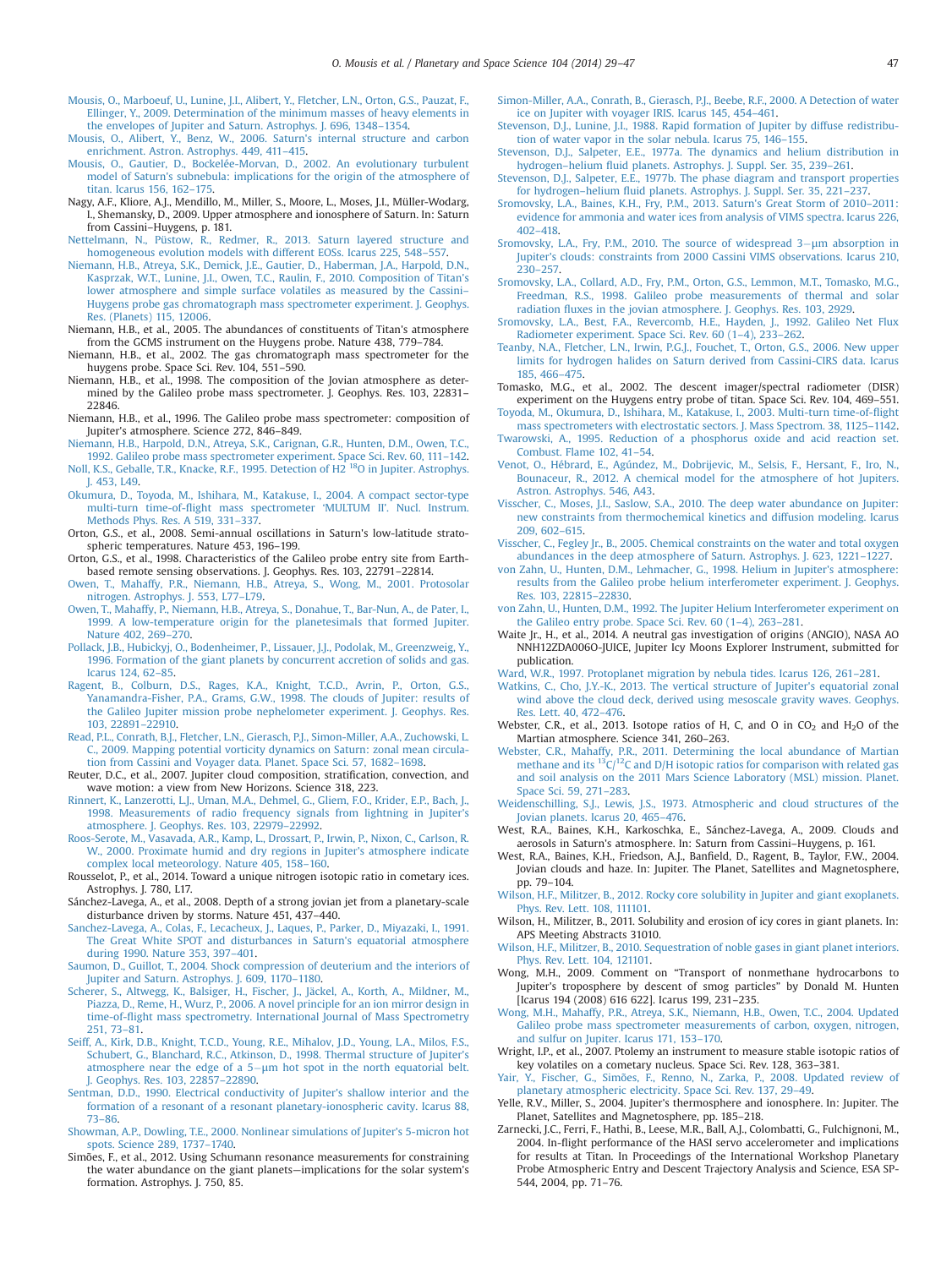Mousis, O., Marboeuf, U., Lunine, J.I., Alibert, Y., Fletcher, L.N., Orton, G.S., Pauzat, F., Ellinger, Y., 2009. Determination of the minimum masses of heavy elements in the envelopes of Jupiter and Saturn. Astrophys. J. 696, 1348–1354.

Mousis, O., Alibert, Y., Benz, W., 2006. Saturn's internal structure and carbon enrichment. Astron. Astrophys. 449, 411–415.

Mousis, O., Gautier, D., Bockelée-Morvan, D., 2002. An evolutionary turbulent model of Saturn's subnebula: implications for the origin of the atmosphere of titan. Icarus 156, 162–175.

Nagy, A.F., Kliore, A.J., Mendillo, M., Miller, S., Moore, L., Moses, J.I., Müller-Wodarg, I., Shemansky, D., 2009. Upper atmosphere and ionosphere of Saturn. In: Saturn from Cassini–Huygens, p. 181.

Nettelmann, N., Püstow, R., Redmer, R., 2013. Saturn layered structure and homogeneous evolution models with different EOSs. Icarus 225, 548–557.

Niemann, H.B., Atreya, S.K., Demick, J.E., Gautier, D., Haberman, J.A., Harpold, D.N., Kasprzak, W.T., Lunine, J.I., Owen, T.C., Raulin, F., 2010. Composition of Titan's lower atmosphere and simple surface volatiles as measured by the Cassini–Huygens probe gas chromatograph mass spectrometer experiment. J. Geophys. Res. (Planets) 115, 12006.

Niemann, H.B., et al., 2005. The abundances of constituents of Titan's atmosphere from the GCMS instrument on the Huygens probe. Nature 438, 779–784.

Niemann, H.B., et al., 2002. The gas chromatograph mass spectrometer for the huygens probe. Space Sci. Rev. 104, 551–590.

Niemann, H.B., et al., 1998. The composition of the Jovian atmosphere as determined by the Galileo probe mass spectrometer. J. Geophys. Res. 103, 22831–22846.

Niemann, H.B., et al., 1996. The Galileo probe mass spectrometer: composition of Jupiter's atmosphere. Science 272, 846–849.

Niemann, H.B., Harpold, D.N., Atreya, S.K., Carignan, G.R., Hunten, D.M., Owen, T.C., 1992. Galileo probe mass spectrometer experiment. Space Sci. Rev. 60, 111–142.

Noll, K.S., Geballe, T.R., Knacke, R.F., 1995. Detection of $H_2\,^{18}O$ in Jupiter. Astrophys. J. 453, L49.

Okumura, D., Toyoda, M., Ishihara, M., Katakuse, I., 2004. A compact sector-type multi-turn time-of-flight mass spectrometer 'MULTUM II'. Nucl. Instrum. Methods Phys. Res. A 519, 331–337.

Orton, G.S., et al., 2008. Semi-annual oscillations in Saturn's low-latitude stratospheric temperatures. Nature 453, 196–199.

Orton, G.S., et al., 1998. Characteristics of the Galileo probe entry site from Earth-based remote sensing observations. J. Geophys. Res. 103, 22791–22814.

Owen, T., Mahaffy, P.R., Niemann, H.B., Atreya, S., Wong, M., 2001. Protosolar nitrogen. Astrophys. J. 553, L77–L79.

Owen, T., Mahaffy, P., Niemann, H.B., Atreya, S., Donahue, T., Bar-Nun, A., de Pater, I., 1999. A low-temperature origin for the planetesimals that formed Jupiter. Nature 402, 269–270.

Pollack, J.B., Hubickyj, O., Bodenheimer, P., Lissauer, J.J., Podolak, M., Greenzweig, Y., 1996. Formation of the giant planets by concurrent accretion of solids and gas. Icarus 124, 62–85.

Ragent, B., Colburn, D.S., Rages, K.A., Knight, T.C.D., Avrin, P., Orton, G.S., Yanamandra-Fisher, P.A., Grams, G.W., 1998. The clouds of Jupiter: results of the Galileo Jupiter mission probe nephelometer experiment. J. Geophys. Res. 103, 22891–22910.

Read, P.L., Conrath, B.J., Fletcher, L.N., Gierasch, P.J., Simon-Miller, A.A., Zuchowski, L. C., 2009. Mapping potential vorticity dynamics on Saturn: zonal mean circulation from Cassini and Voyager data. Planet. Space Sci. 57, 1682–1698.

Reuter, D.C., et al., 2007. Jupiter cloud composition, stratification, convection, and wave motion: a view from New Horizons. Science 318, 223.

Rinnert, K., Lanzerotti, L.J., Uman, M.A., Dehmel, G., Gliem, F.O., Krider, E.P., Bach, J., 1998. Measurements of radio frequency signals from lightning in Jupiter's atmosphere. J. Geophys. Res. 103, 22979–22992.

Roos-Serote, M., Vasavada, A.R., Kamp, L., Drossart, P., Irwin, P., Nixon, C., Carlson, R. W., 2000. Proximate humid and dry regions in Jupiter's atmosphere indicate complex local meteorology. Nature 405, 158–160.

Rousselot, P., et al., 2014. Toward a unique nitrogen isotopic ratio in cometary ices. Astrophys. J. 780, L17.

Sánchez-Lavega, A., et al., 2008. Depth of a strong jovian jet from a planetary-scale disturbance driven by storms. Nature 451, 437–440.

Sanchez-Lavega, A., Colas, F., Lecacheux, J., Laques, P., Parker, D., Miyazaki, I., 1991. The Great White SPOT and disturbances in Saturn's equatorial atmosphere during 1990. Nature 353, 397–401.

Saumon, D., Guillot, T., 2004. Shock compression of deuterium and the interiors of Jupiter and Saturn. Astrophys. J. 609, 1170–1180.

Scherer, S., Altwegg, K., Balsiger, H., Fischer, J., Jäckel, A., Korth, A., Mildner, M., Piazza, D., Reme, H., Wurz, P., 2006. A novel principle for an ion mirror design in time-of-flight mass spectrometry. International Journal of Mass Spectrometry 251, 73–81.

Seiff, A., Kirk, D.B., Knight, T.C.D., Young, R.E., Mihalov, J.D., Young, L.A., Milos, F.S., Schubert, G., Blanchard, R.C., Atkinson, D., 1998. Thermal structure of Jupiter's atmosphere near the edge of a 5-μm hot spot in the north equatorial belt. J. Geophys. Res. 103, 22857–22890.

Sentman, D.D., 1990. Electrical conductivity of Jupiter's shallow interior and the formation of a resonant of a resonant planetary-ionospheric cavity. Icarus 88, 73–86.

Showman, A.P., Dowling, T.E., 2000. Nonlinear simulations of Jupiter's 5-micron hot spots. Science 289, 1737–1740.

Simões, F., et al., 2012. Using Schumann resonance measurements for constraining the water abundance on the giant planets—implications for the solar system's formation. Astrophys. J. 750, 85.

Simon-Miller, A.A., Conrath, B., Gierasch, P.J., Beebe, R.F., 2000. A Detection of water ice on Jupiter with voyager IRIS. Icarus 145, 454–461.

Stevenson, D.J., Lunine, J.I., 1988. Rapid formation of Jupiter by diffuse redistribution of water vapor in the solar nebula. Icarus 75, 146–155.

Stevenson, D.J., Salpeter, E.E., 1977a. The dynamics and helium distribution in hydrogen–helium fluid planets. Astrophys. J. Suppl. Ser. 35, 239–261.

Stevenson, D.J., Salpeter, E.E., 1977b. The phase diagram and transport properties for hydrogen–helium fluid planets. Astrophys. J. Suppl. Ser. 35, 221–237.

Sromovsky, L.A., Baines, K.H., Fry, P.M., 2013. Saturn's Great Storm of 2010–2011: evidence for ammonia and water ices from analysis of VIMS spectra. Icarus 226, 402–418.

Sromovsky, L.A., Fry, P.M., 2010. The source of widespread 3-μm absorption in Jupiter's clouds: constraints from 2000 Cassini VIMS observations. Icarus 210, 230–257.

Sromovsky, L.A., Collard, A.D., Fry, P.M., Orton, G.S., Lemmon, M.T., Tomasko, M.G., Freedman, R.S., 1998. Galileo probe measurements of thermal and solar radiation fluxes in the jovian atmosphere. J. Geophys. Res. 103, 2929.

Sromovsky, L.A., Best, F.A., Revercomb, H.E., Hayden, J., 1992. Galileo Net Flux Radiometer experiment. Space Sci. Rev. 60 (1–4), 233–262.

Teanby, N.A., Fletcher, L.N., Irwin, P.G.J., Fouchet, T., Orton, G.S., 2006. New upper limits for hydrogen halides on Saturn derived from Cassini-CIRS data. Icarus 185, 466–475.

Tomasko, M.G., et al., 2002. The descent imager/spectral radiometer (DISR) experiment on the Huygens entry probe of titan. Space Sci. Rev. 104, 469–551.

Toyoda, M., Okumura, D., Ishihara, M., Katakuse, I., 2003. Multi-turn time-of-flight mass spectrometers with electrostatic sectors. J. Mass Spectrom. 38, 1125–1142.

Twarowski, A., 1995. Reduction of a phosphorus oxide and acid reaction set. Combust. Flame 102, 41–54.

Venot, O., Hébrard, E., Agúndez, M., Dobrijevic, M., Selsis, F., Hersant, F., Iro, N., Bounaceur, R., 2012. A chemical model for the atmosphere of hot Jupiters. Astron. Astrophys. 546, A43.

Visscher, C., Moses, J.I., Saslow, S.A., 2010. The deep water abundance on Jupiter: new constraints from thermochemical kinetics and diffusion modeling. Icarus 209, 602–615.

Visscher, C., Fegley Jr., B., 2005. Chemical constraints on the water and total oxygen abundances in the deep atmosphere of Saturn. Astrophys. J. 623, 1221–1227.

von Zahn, U., Hunten, D.M., Lehmacher, G., 1998. Helium in Jupiter's atmosphere: results from the Galileo probe helium interferometer experiment. J. Geophys. Res. 103, 22815–22830.

von Zahn, U., Hunten, D.M., 1992. The Jupiter Helium Interferometer experiment on the Galileo entry probe. Space Sci. Rev. 60 (1–4), 263–281.

Waite Jr., H., et al., 2014. A neutral gas investigation of origins (ANGIO), NASA AO NNH12ZDA006O-JUICE, Jupiter Icy Moons Explorer Instrument, submitted for publication.

Ward, W.R., 1997. Protoplanet migration by nebula tides. Icarus 126, 261–281.

Watkins, C., Cho, J.Y.-K., 2013. The vertical structure of Jupiter's equatorial zonal wind above the cloud deck, derived using mesoscale gravity waves. Geophys. Res. Lett. 40, 472–476.

Webster, C.R., et al., 2013. Isotope ratios of H, C, and O in $CO_2$ and $H_2O$ of the Martian atmosphere. Science 341, 260–263.

Webster, C.R., Mahaffy, P.R., 2011. Determining the local abundance of Martian methane and its $^{13}C/^{12}C$ and D/H isotopic ratios for comparison with related gas and soil analysis on the 2011 Mars Science Laboratory (MSL) mission. Planet. Space Sci. 59, 271–283.

Weidenschilling, S.J., Lewis, J.S., 1973. Atmospheric and cloud structures of the Jovian planets. Icarus 20, 465–476.

West, R.A., Baines, K.H., Karkoschka, E., Sánchez-Lavega, A., 2009. Clouds and aerosols in Saturn's atmosphere. In: Saturn from Cassini–Huygens, p. 161.

West, R.A., Baines, K.H., Friedson, A.J., Banfield, D., Ragent, B., Taylor, F.W., 2004. Jovian clouds and haze. In: Jupiter. The Planet, Satellites and Magnetosphere, pp. 79–104.

Wilson, H.F., Militzer, B., 2012. Rocky core solubility in Jupiter and giant exoplanets. Phys. Rev. Lett. 108, 111101.

Wilson, H., Militzer, B., 2011. Solubility and erosion of icy cores in giant planets. In: APS Meeting Abstracts 31010.

Wilson, H.F., Militzer, B., 2010. Sequestration of noble gases in giant planet interiors. Phys. Rev. Lett. 104, 121101.

Wong, M.H., 2009. Comment on "Transport of nonmethane hydrocarbons to Jupiter's troposphere by descent of smog particles" by Donald M. Hunten [Icarus 194 (2008) 616 622]. Icarus 199, 231–235.

Wong, M.H., Mahaffy, P.R., Atreya, S.K., Niemann, H.B., Owen, T.C., 2004. Updated Galileo probe mass spectrometer measurements of carbon, oxygen, nitrogen, and sulfur on Jupiter. Icarus 171, 153–170.

Wright, I.P., et al., 2007. Ptolemy an instrument to measure stable isotopic ratios of key volatiles on a cometary nucleus. Space Sci. Rev. 128, 363–381.

Yair, Y., Fischer, G., Simões, F., Renno, N., Zarka, P., 2008. Updated review of planetary atmospheric electricity. Space Sci. Rev. 137, 29–49.

Yelle, R.V., Miller, S., 2004. Jupiter's thermosphere and ionosphere. In: Jupiter. The Planet, Satellites and Magnetosphere, pp. 185–218.

Zarnecki, J.C., Ferri, F., Hathi, B., Leese, M.R., Ball, A.J., Colombatti, G., Fulchignoni, M., 2004. In-flight performance of the HASI servo accelerometer and implications for results at Titan. In Proceedings of the International Workshop Planetary Probe Atmospheric Entry and Descent Trajectory Analysis and Science, ESA SP-544, 2004, pp. 71–76.